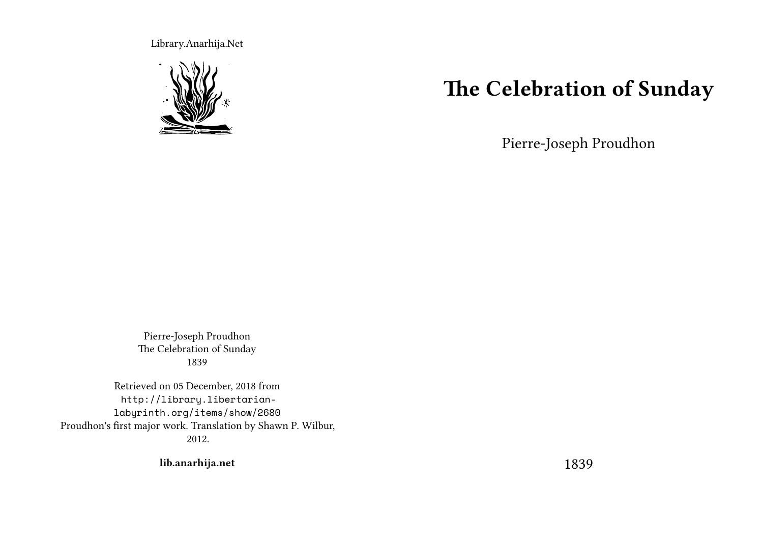Library.Anarhija.Net

# The Celebration of Sunday

Pierre-Joseph Proudhon

1839

Pierre-Joseph Proudhon
The Celebration of Sunday
1839

Retrieved on 05 December, 2018 from http://library.libertarian-labyrinth.org/items/show/2680
Proudhon's first major work. Translation by Shawn P. Wilbur, 2012.

**lib.anarhija.net**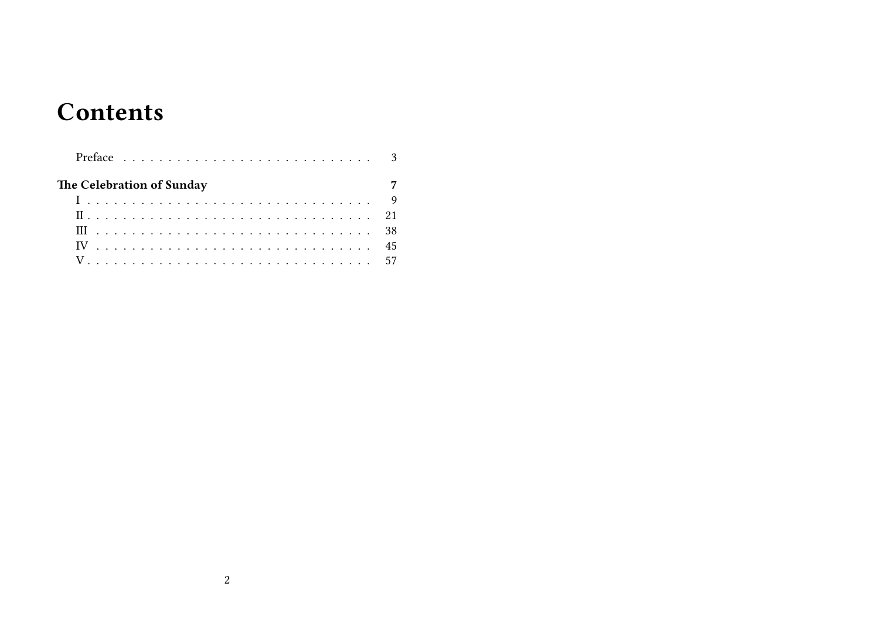# Contents

Preface . . . . . . . . . . . . . . . . . . . . . . . . . . . . 3

**The Celebration of Sunday** **7**

I . . . . . . . . . . . . . . . . . . . . . . . . . . . . . . . . 9

II . . . . . . . . . . . . . . . . . . . . . . . . . . . . . . . . 21

III . . . . . . . . . . . . . . . . . . . . . . . . . . . . . . . 38

IV . . . . . . . . . . . . . . . . . . . . . . . . . . . . . . . 45

V . . . . . . . . . . . . . . . . . . . . . . . . . . . . . . . . 57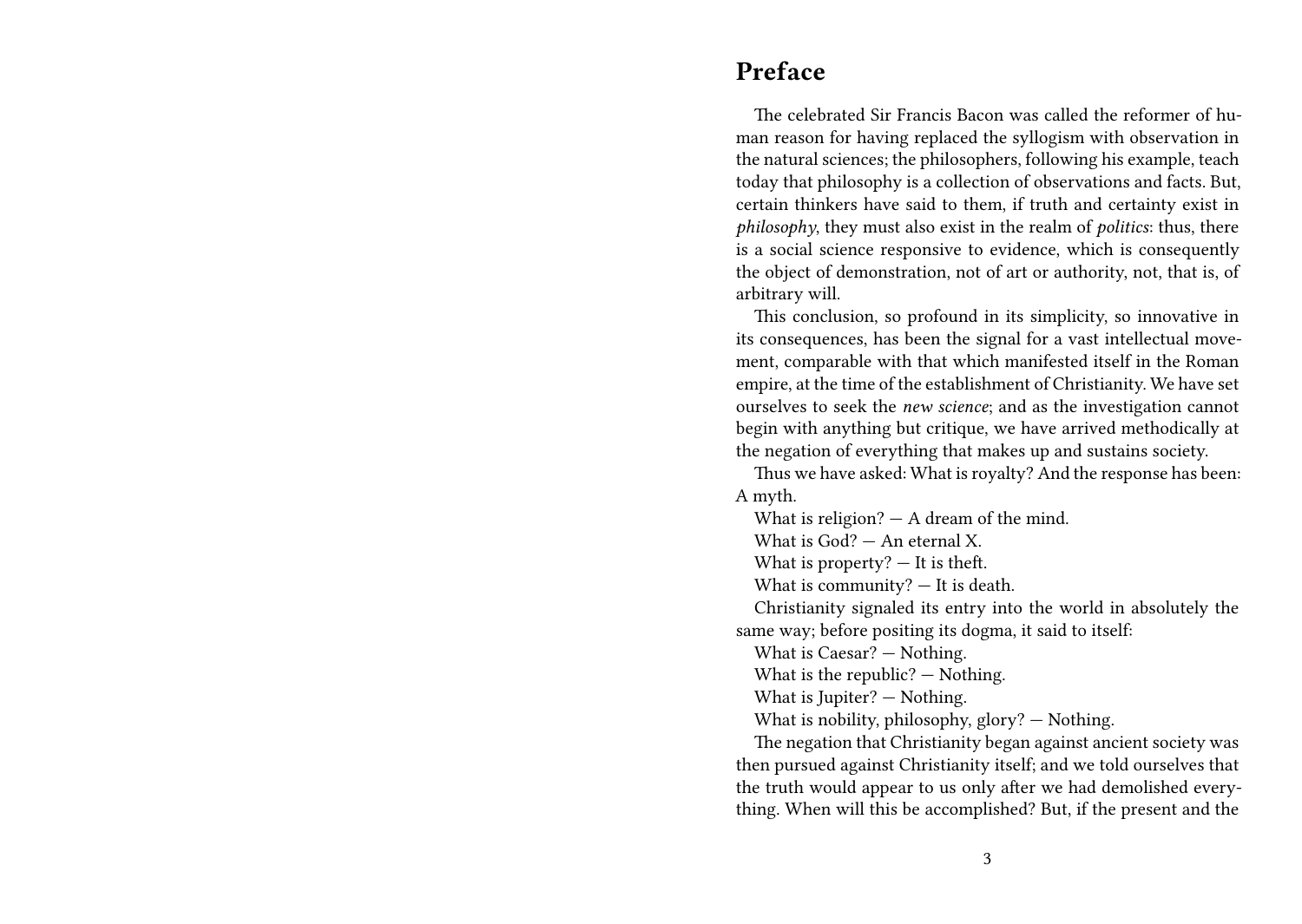# Preface

The celebrated Sir Francis Bacon was called the reformer of human reason for having replaced the syllogism with observation in the natural sciences; the philosophers, following his example, teach today that philosophy is a collection of observations and facts. But, certain thinkers have said to them, if truth and certainty exist in *philosophy*, they must also exist in the realm of *politics*: thus, there is a social science responsive to evidence, which is consequently the object of demonstration, not of art or authority, not, that is, of arbitrary will.

This conclusion, so profound in its simplicity, so innovative in its consequences, has been the signal for a vast intellectual movement, comparable with that which manifested itself in the Roman empire, at the time of the establishment of Christianity. We have set ourselves to seek the *new science*; and as the investigation cannot begin with anything but critique, we have arrived methodically at the negation of everything that makes up and sustains society.

Thus we have asked: What is royalty? And the response has been: A myth.

What is religion? — A dream of the mind.

What is God? — An eternal X.

What is property? — It is theft.

What is community? — It is death.

Christianity signaled its entry into the world in absolutely the same way; before positing its dogma, it said to itself:

What is Caesar? — Nothing.

What is the republic? — Nothing.

What is Jupiter? — Nothing.

What is nobility, philosophy, glory? — Nothing.

The negation that Christianity began against ancient society was then pursued against Christianity itself; and we told ourselves that the truth would appear to us only after we had demolished everything. When will this be accomplished? But, if the present and the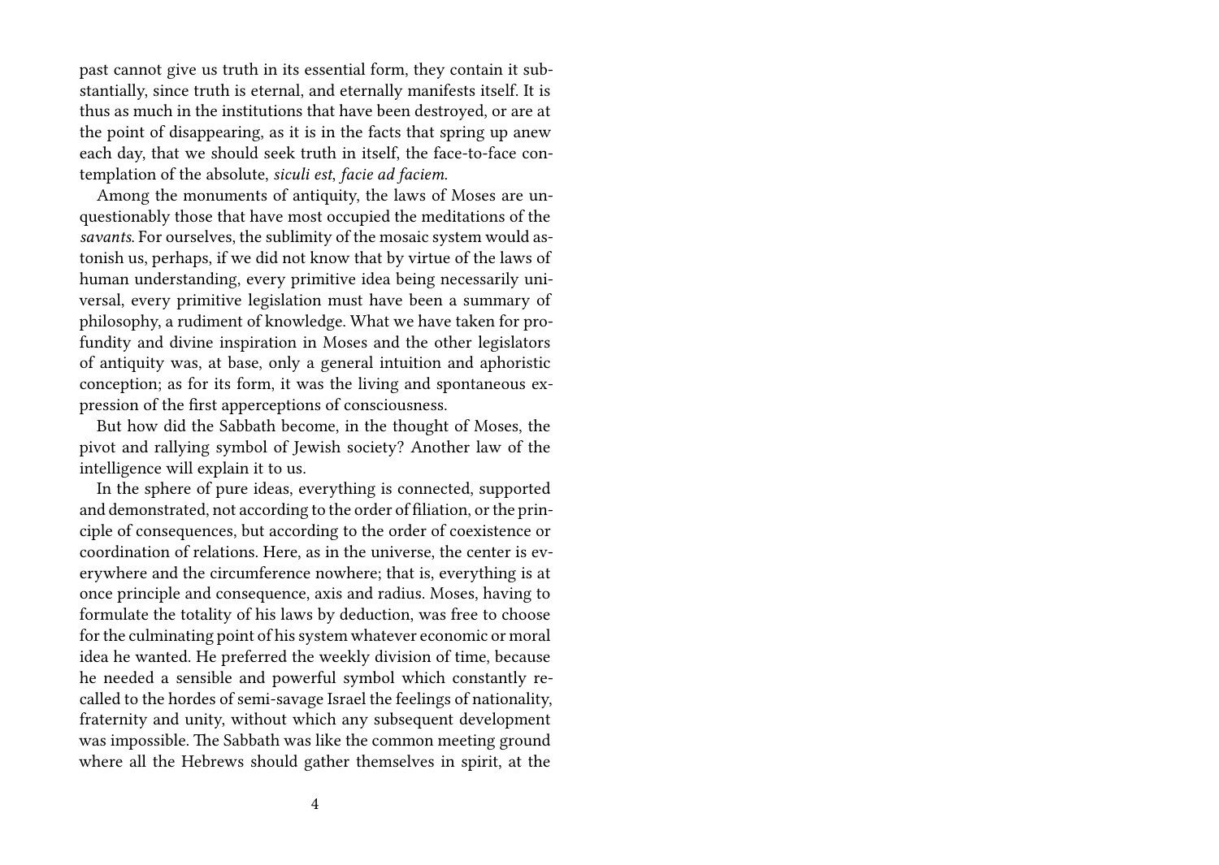past cannot give us truth in its essential form, they contain it substantially, since truth is eternal, and eternally manifests itself. It is thus as much in the institutions that have been destroyed, or are at the point of disappearing, as it is in the facts that spring up anew each day, that we should seek truth in itself, the face-to-face contemplation of the absolute, *siculi est, facie ad faciem*.

Among the monuments of antiquity, the laws of Moses are unquestionably those that have most occupied the meditations of the *savants*. For ourselves, the sublimity of the mosaic system would astonish us, perhaps, if we did not know that by virtue of the laws of human understanding, every primitive idea being necessarily universal, every primitive legislation must have been a summary of philosophy, a rudiment of knowledge. What we have taken for profundity and divine inspiration in Moses and the other legislators of antiquity was, at base, only a general intuition and aphoristic conception; as for its form, it was the living and spontaneous expression of the first apperceptions of consciousness.

But how did the Sabbath become, in the thought of Moses, the pivot and rallying symbol of Jewish society? Another law of the intelligence will explain it to us.

In the sphere of pure ideas, everything is connected, supported and demonstrated, not according to the order of filiation, or the principle of consequences, but according to the order of coexistence or coordination of relations. Here, as in the universe, the center is everywhere and the circumference nowhere; that is, everything is at once principle and consequence, axis and radius. Moses, having to formulate the totality of his laws by deduction, was free to choose for the culminating point of his system whatever economic or moral idea he wanted. He preferred the weekly division of time, because he needed a sensible and powerful symbol which constantly recalled to the hordes of semi-savage Israel the feelings of nationality, fraternity and unity, without which any subsequent development was impossible. The Sabbath was like the common meeting ground where all the Hebrews should gather themselves in spirit, at the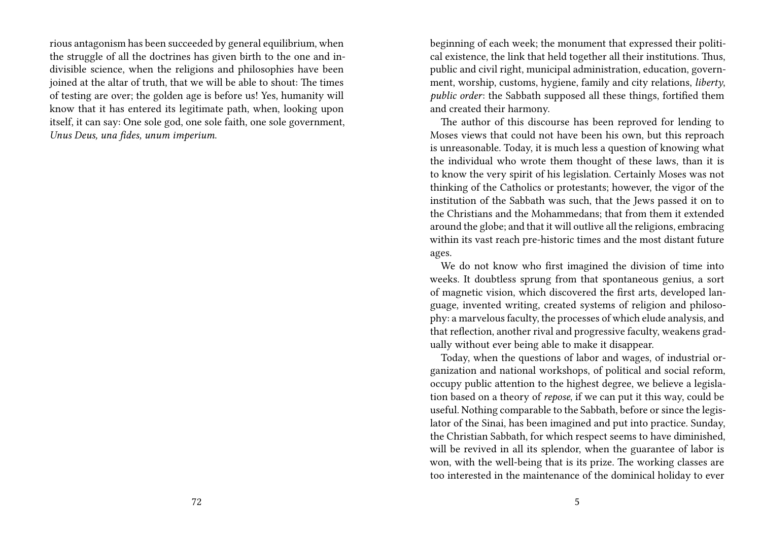rious antagonism has been succeeded by general equilibrium, when the struggle of all the doctrines has given birth to the one and indivisible science, when the religions and philosophies have been joined at the altar of truth, that we will be able to shout: The times of testing are over; the golden age is before us! Yes, humanity will know that it has entered its legitimate path, when, looking upon itself, it can say: One sole god, one sole faith, one sole government, *Unus Deus, una fides, unum imperium.*

beginning of each week; the monument that expressed their political existence, the link that held together all their institutions. Thus, public and civil right, municipal administration, education, government, worship, customs, hygiene, family and city relations, *liberty*, *public order*: the Sabbath supposed all these things, fortified them and created their harmony.

The author of this discourse has been reproved for lending to Moses views that could not have been his own, but this reproach is unreasonable. Today, it is much less a question of knowing what the individual who wrote them thought of these laws, than it is to know the very spirit of his legislation. Certainly Moses was not thinking of the Catholics or protestants; however, the vigor of the institution of the Sabbath was such, that the Jews passed it on to the Christians and the Mohammedans; that from them it extended around the globe; and that it will outlive all the religions, embracing within its vast reach pre-historic times and the most distant future ages.

We do not know who first imagined the division of time into weeks. It doubtless sprung from that spontaneous genius, a sort of magnetic vision, which discovered the first arts, developed language, invented writing, created systems of religion and philosophy: a marvelous faculty, the processes of which elude analysis, and that reflection, another rival and progressive faculty, weakens gradually without ever being able to make it disappear.

Today, when the questions of labor and wages, of industrial organization and national workshops, of political and social reform, occupy public attention to the highest degree, we believe a legislation based on a theory of *repose*, if we can put it this way, could be useful. Nothing comparable to the Sabbath, before or since the legislator of the Sinai, has been imagined and put into practice. Sunday, the Christian Sabbath, for which respect seems to have diminished, will be revived in all its splendor, when the guarantee of labor is won, with the well-being that is its prize. The working classes are too interested in the maintenance of the dominical holiday to ever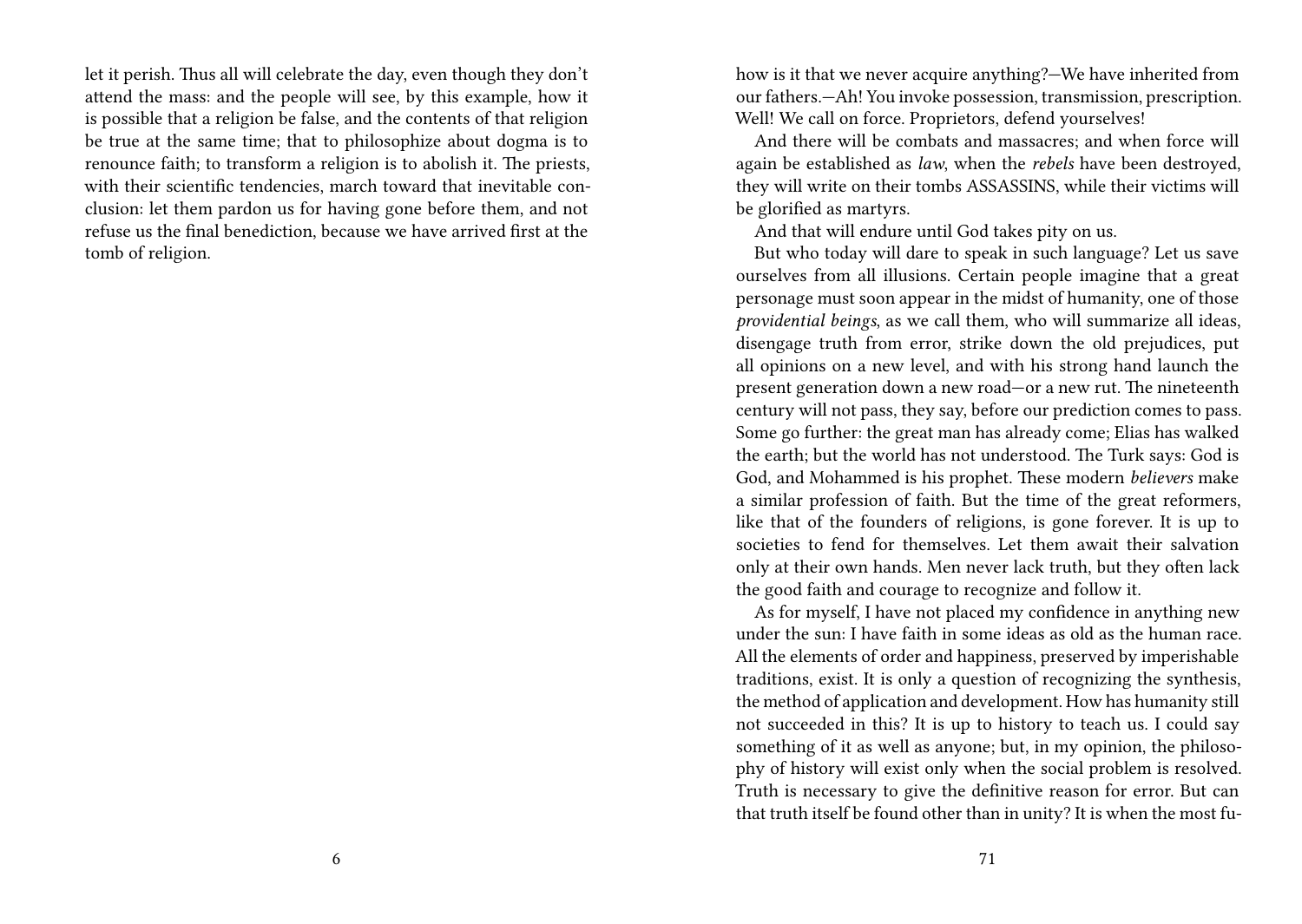let it perish. Thus all will celebrate the day, even though they don't attend the mass: and the people will see, by this example, how it is possible that a religion be false, and the contents of that religion be true at the same time; that to philosophize about dogma is to renounce faith; to transform a religion is to abolish it. The priests, with their scientific tendencies, march toward that inevitable conclusion: let them pardon us for having gone before them, and not refuse us the final benediction, because we have arrived first at the tomb of religion.

how is it that we never acquire anything?—We have inherited from our fathers.—Ah! You invoke possession, transmission, prescription. Well! We call on force. Proprietors, defend yourselves!

And there will be combats and massacres; and when force will again be established as *law*, when the *rebels* have been destroyed, they will write on their tombs ASSASSINS, while their victims will be glorified as martyrs.

And that will endure until God takes pity on us.

But who today will dare to speak in such language? Let us save ourselves from all illusions. Certain people imagine that a great personage must soon appear in the midst of humanity, one of those *providential beings*, as we call them, who will summarize all ideas, disengage truth from error, strike down the old prejudices, put all opinions on a new level, and with his strong hand launch the present generation down a new road—or a new rut. The nineteenth century will not pass, they say, before our prediction comes to pass. Some go further: the great man has already come; Elias has walked the earth; but the world has not understood. The Turk says: God is God, and Mohammed is his prophet. These modern *believers* make a similar profession of faith. But the time of the great reformers, like that of the founders of religions, is gone forever. It is up to societies to fend for themselves. Let them await their salvation only at their own hands. Men never lack truth, but they often lack the good faith and courage to recognize and follow it.

As for myself, I have not placed my confidence in anything new under the sun: I have faith in some ideas as old as the human race. All the elements of order and happiness, preserved by imperishable traditions, exist. It is only a question of recognizing the synthesis, the method of application and development. How has humanity still not succeeded in this? It is up to history to teach us. I could say something of it as well as anyone; but, in my opinion, the philosophy of history will exist only when the social problem is resolved. Truth is necessary to give the definitive reason for error. But can that truth itself be found other than in unity? It is when the most fu-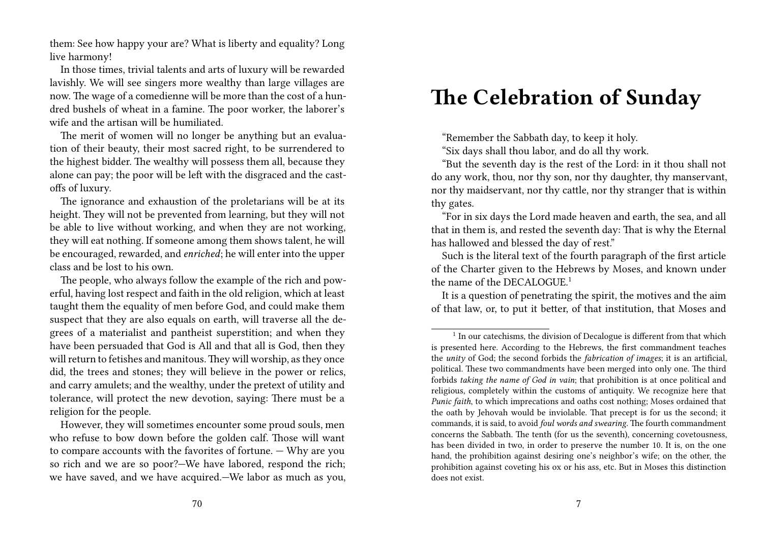them: See how happy your are? What is liberty and equality? Long live harmony!

In those times, trivial talents and arts of luxury will be rewarded lavishly. We will see singers more wealthy than large villages are now. The wage of a comedienne will be more than the cost of a hundred bushels of wheat in a famine. The poor worker, the laborer's wife and the artisan will be humiliated.

The merit of women will no longer be anything but an evaluation of their beauty, their most sacred right, to be surrendered to the highest bidder. The wealthy will possess them all, because they alone can pay; the poor will be left with the disgraced and the cast-offs of luxury.

The ignorance and exhaustion of the proletarians will be at its height. They will not be prevented from learning, but they will not be able to live without working, and when they are not working, they will eat nothing. If someone among them shows talent, he will be encouraged, rewarded, and *enriched*; he will enter into the upper class and be lost to his own.

The people, who always follow the example of the rich and powerful, having lost respect and faith in the old religion, which at least taught them the equality of men before God, and could make them suspect that they are also equals on earth, will traverse all the degrees of a materialist and pantheist superstition; and when they have been persuaded that God is All and that all is God, then they will return to fetishes and manitous. They will worship, as they once did, the trees and stones; they will believe in the power or relics, and carry amulets; and the wealthy, under the pretext of utility and tolerance, will protect the new devotion, saying: There must be a religion for the people.

However, they will sometimes encounter some proud souls, men who refuse to bow down before the golden calf. Those will want to compare accounts with the favorites of fortune. — Why are you so rich and we are so poor?—We have labored, respond the rich; we have saved, and we have acquired.—We labor as much as you,

# The Celebration of Sunday

"Remember the Sabbath day, to keep it holy.

"Six days shall thou labor, and do all thy work.

"But the seventh day is the rest of the Lord: in it thou shall not do any work, thou, nor thy son, nor thy daughter, thy manservant, nor thy maidservant, nor thy cattle, nor thy stranger that is within thy gates.

"For in six days the Lord made heaven and earth, the sea, and all that in them is, and rested the seventh day: That is why the Eternal has hallowed and blessed the day of rest."

Such is the literal text of the fourth paragraph of the first article of the Charter given to the Hebrews by Moses, and known under the name of the DECALOGUE.[1]

It is a question of penetrating the spirit, the motives and the aim of that law, or, to put it better, of that institution, that Moses and

[1] In our catechisms, the division of Decalogue is different from that which is presented here. According to the Hebrews, the first commandment teaches the *unity* of God; the second forbids the *fabrication of images*; it is an artificial, political. These two commandments have been merged into only one. The third forbids *taking the name of God in vain*; that prohibition is at once political and religious, completely within the customs of antiquity. We recognize here that *Punic faith*, to which imprecations and oaths cost nothing; Moses ordained that the oath by Jehovah would be inviolable. That precept is for us the second; it commands, it is said, to avoid *foul words and swearing*. The fourth commandment concerns the Sabbath. The tenth (for us the seventh), concerning covetousness, has been divided in two, in order to preserve the number 10. It is, on the one hand, the prohibition against desiring one's neighbor's wife; on the other, the prohibition against coveting his ox or his ass, etc. But in Moses this distinction does not exist.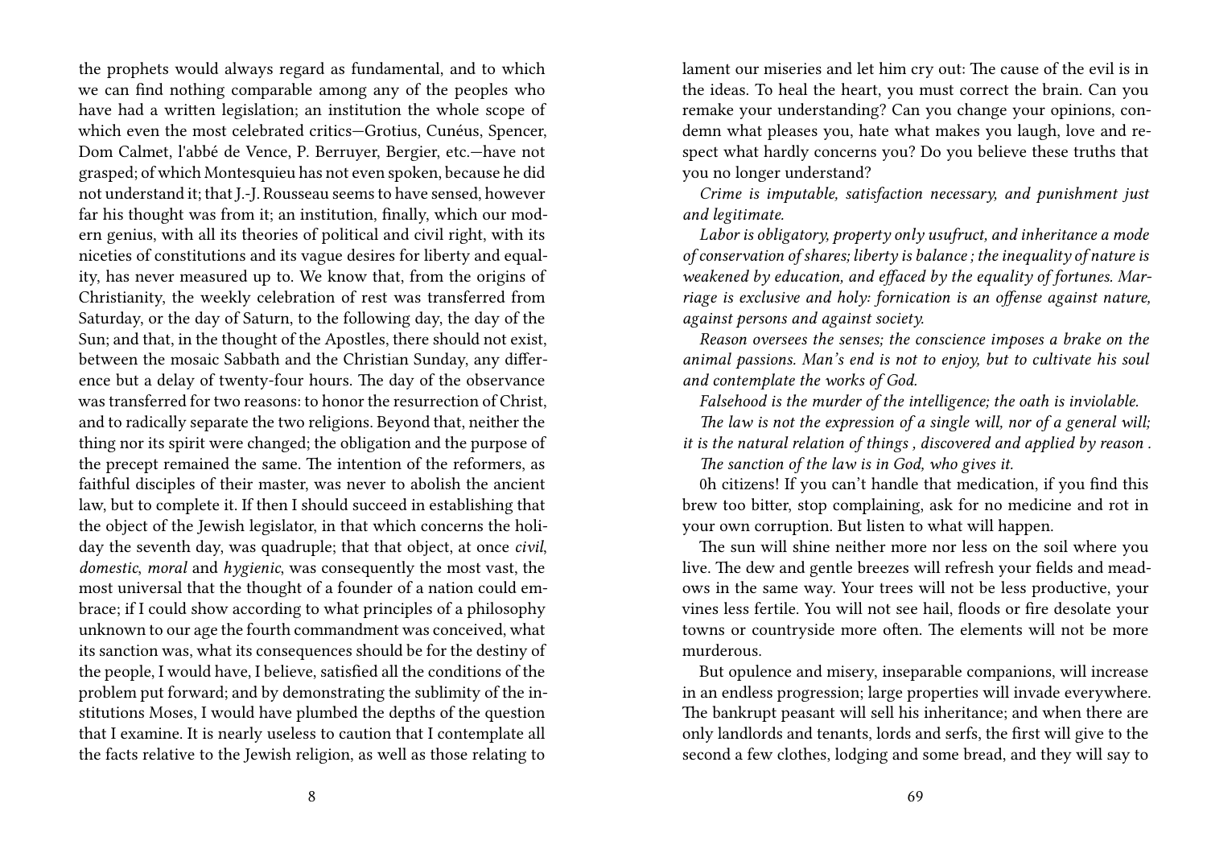the prophets would always regard as fundamental, and to which we can find nothing comparable among any of the peoples who have had a written legislation; an institution the whole scope of which even the most celebrated critics—Grotius, Cunéus, Spencer, Dom Calmet, l'abbé de Vence, P. Berruyer, Bergier, etc.—have not grasped; of which Montesquieu has not even spoken, because he did not understand it; that J.-J. Rousseau seems to have sensed, however far his thought was from it; an institution, finally, which our modern genius, with all its theories of political and civil right, with its niceties of constitutions and its vague desires for liberty and equality, has never measured up to. We know that, from the origins of Christianity, the weekly celebration of rest was transferred from Saturday, or the day of Saturn, to the following day, the day of the Sun; and that, in the thought of the Apostles, there should not exist, between the mosaic Sabbath and the Christian Sunday, any difference but a delay of twenty-four hours. The day of the observance was transferred for two reasons: to honor the resurrection of Christ, and to radically separate the two religions. Beyond that, neither the thing nor its spirit were changed; the obligation and the purpose of the precept remained the same. The intention of the reformers, as faithful disciples of their master, was never to abolish the ancient law, but to complete it. If then I should succeed in establishing that the object of the Jewish legislator, in that which concerns the holiday the seventh day, was quadruple; that that object, at once *civil*, *domestic*, *moral* and *hygienic*, was consequently the most vast, the most universal that the thought of a founder of a nation could embrace; if I could show according to what principles of a philosophy unknown to our age the fourth commandment was conceived, what its sanction was, what its consequences should be for the destiny of the people, I would have, I believe, satisfied all the conditions of the problem put forward; and by demonstrating the sublimity of the institutions Moses, I would have plumbed the depths of the question that I examine. It is nearly useless to caution that I contemplate all the facts relative to the Jewish religion, as well as those relating to

lament our miseries and let him cry out: The cause of the evil is in the ideas. To heal the heart, you must correct the brain. Can you remake your understanding? Can you change your opinions, condemn what pleases you, hate what makes you laugh, love and respect what hardly concerns you? Do you believe these truths that you no longer understand?

*Crime is imputable, satisfaction necessary, and punishment just and legitimate.*

*Labor is obligatory, property only usufruct, and inheritance a mode of conservation of shares; liberty is balance ; the inequality of nature is weakened by education, and effaced by the equality of fortunes. Marriage is exclusive and holy: fornication is an offense against nature, against persons and against society.*

*Reason oversees the senses; the conscience imposes a brake on the animal passions. Man's end is not to enjoy, but to cultivate his soul and contemplate the works of God.*

*Falsehood is the murder of the intelligence; the oath is inviolable.*

*The law is not the expression of a single will, nor of a general will; it is the natural relation of things , discovered and applied by reason .*

*The sanction of the law is in God, who gives it.*

0h citizens! If you can't handle that medication, if you find this brew too bitter, stop complaining, ask for no medicine and rot in your own corruption. But listen to what will happen.

The sun will shine neither more nor less on the soil where you live. The dew and gentle breezes will refresh your fields and meadows in the same way. Your trees will not be less productive, your vines less fertile. You will not see hail, floods or fire desolate your towns or countryside more often. The elements will not be more murderous.

But opulence and misery, inseparable companions, will increase in an endless progression; large properties will invade everywhere. The bankrupt peasant will sell his inheritance; and when there are only landlords and tenants, lords and serfs, the first will give to the second a few clothes, lodging and some bread, and they will say to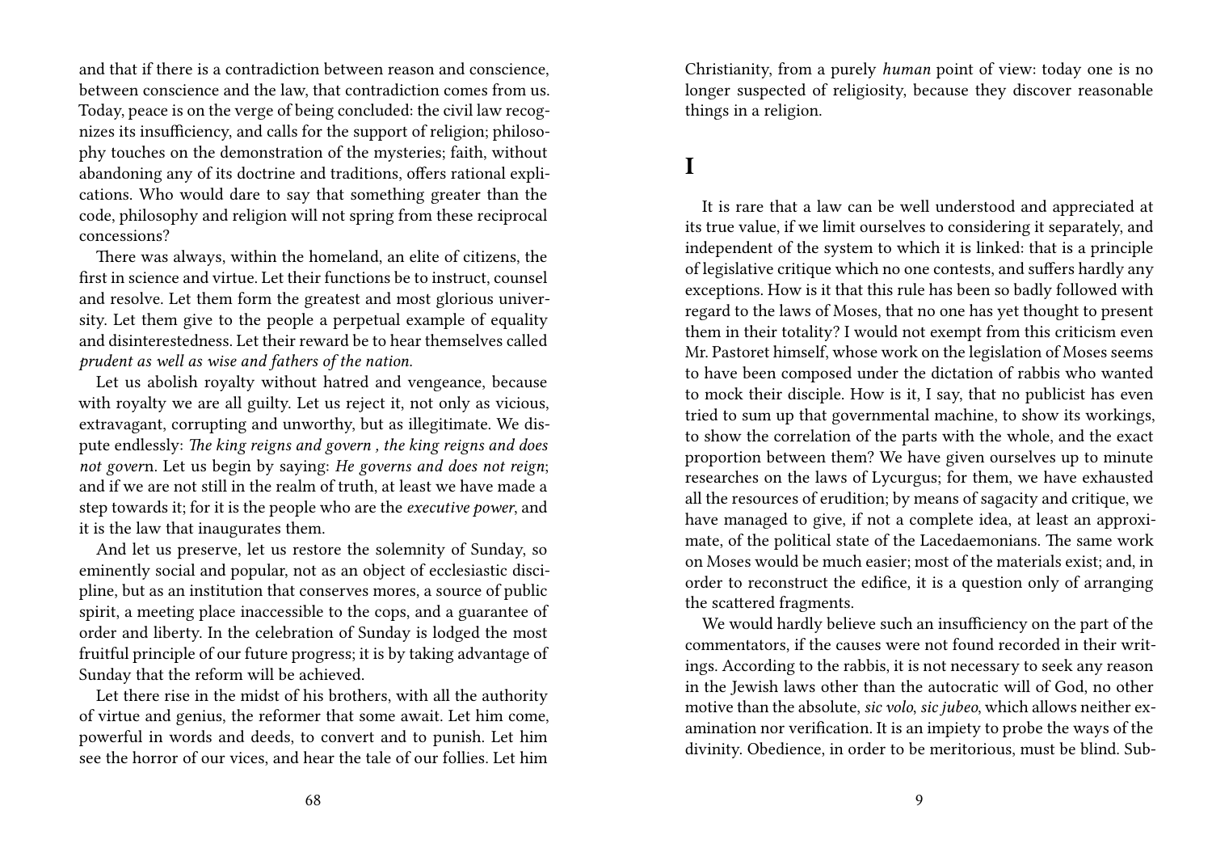and that if there is a contradiction between reason and conscience, between conscience and the law, that contradiction comes from us. Today, peace is on the verge of being concluded: the civil law recognizes its insufficiency, and calls for the support of religion; philosophy touches on the demonstration of the mysteries; faith, without abandoning any of its doctrine and traditions, offers rational explications. Who would dare to say that something greater than the code, philosophy and religion will not spring from these reciprocal concessions?

There was always, within the homeland, an elite of citizens, the first in science and virtue. Let their functions be to instruct, counsel and resolve. Let them form the greatest and most glorious university. Let them give to the people a perpetual example of equality and disinterestedness. Let their reward be to hear themselves called *prudent as well as wise and fathers of the nation.*

Let us abolish royalty without hatred and vengeance, because with royalty we are all guilty. Let us reject it, not only as vicious, extravagant, corrupting and unworthy, but as illegitimate. We dispute endlessly: *The king reigns and govern , the king reigns and does not gover*n. Let us begin by saying: *He governs and does not reign*; and if we are not still in the realm of truth, at least we have made a step towards it; for it is the people who are the *executive power*, and it is the law that inaugurates them.

And let us preserve, let us restore the solemnity of Sunday, so eminently social and popular, not as an object of ecclesiastic discipline, but as an institution that conserves mores, a source of public spirit, a meeting place inaccessible to the cops, and a guarantee of order and liberty. In the celebration of Sunday is lodged the most fruitful principle of our future progress; it is by taking advantage of Sunday that the reform will be achieved.

Let there rise in the midst of his brothers, with all the authority of virtue and genius, the reformer that some await. Let him come, powerful in words and deeds, to convert and to punish. Let him see the horror of our vices, and hear the tale of our follies. Let him

Christianity, from a purely *human* point of view: today one is no longer suspected of religiosity, because they discover reasonable things in a religion.

# I

It is rare that a law can be well understood and appreciated at its true value, if we limit ourselves to considering it separately, and independent of the system to which it is linked: that is a principle of legislative critique which no one contests, and suffers hardly any exceptions. How is it that this rule has been so badly followed with regard to the laws of Moses, that no one has yet thought to present them in their totality? I would not exempt from this criticism even Mr. Pastoret himself, whose work on the legislation of Moses seems to have been composed under the dictation of rabbis who wanted to mock their disciple. How is it, I say, that no publicist has even tried to sum up that governmental machine, to show its workings, to show the correlation of the parts with the whole, and the exact proportion between them? We have given ourselves up to minute researches on the laws of Lycurgus; for them, we have exhausted all the resources of erudition; by means of sagacity and critique, we have managed to give, if not a complete idea, at least an approximate, of the political state of the Lacedaemonians. The same work on Moses would be much easier; most of the materials exist; and, in order to reconstruct the edifice, it is a question only of arranging the scattered fragments.

We would hardly believe such an insufficiency on the part of the commentators, if the causes were not found recorded in their writings. According to the rabbis, it is not necessary to seek any reason in the Jewish laws other than the autocratic will of God, no other motive than the absolute, *sic volo, sic jubeo*, which allows neither examination nor verification. It is an impiety to probe the ways of the divinity. Obedience, in order to be meritorious, must be blind. Sub-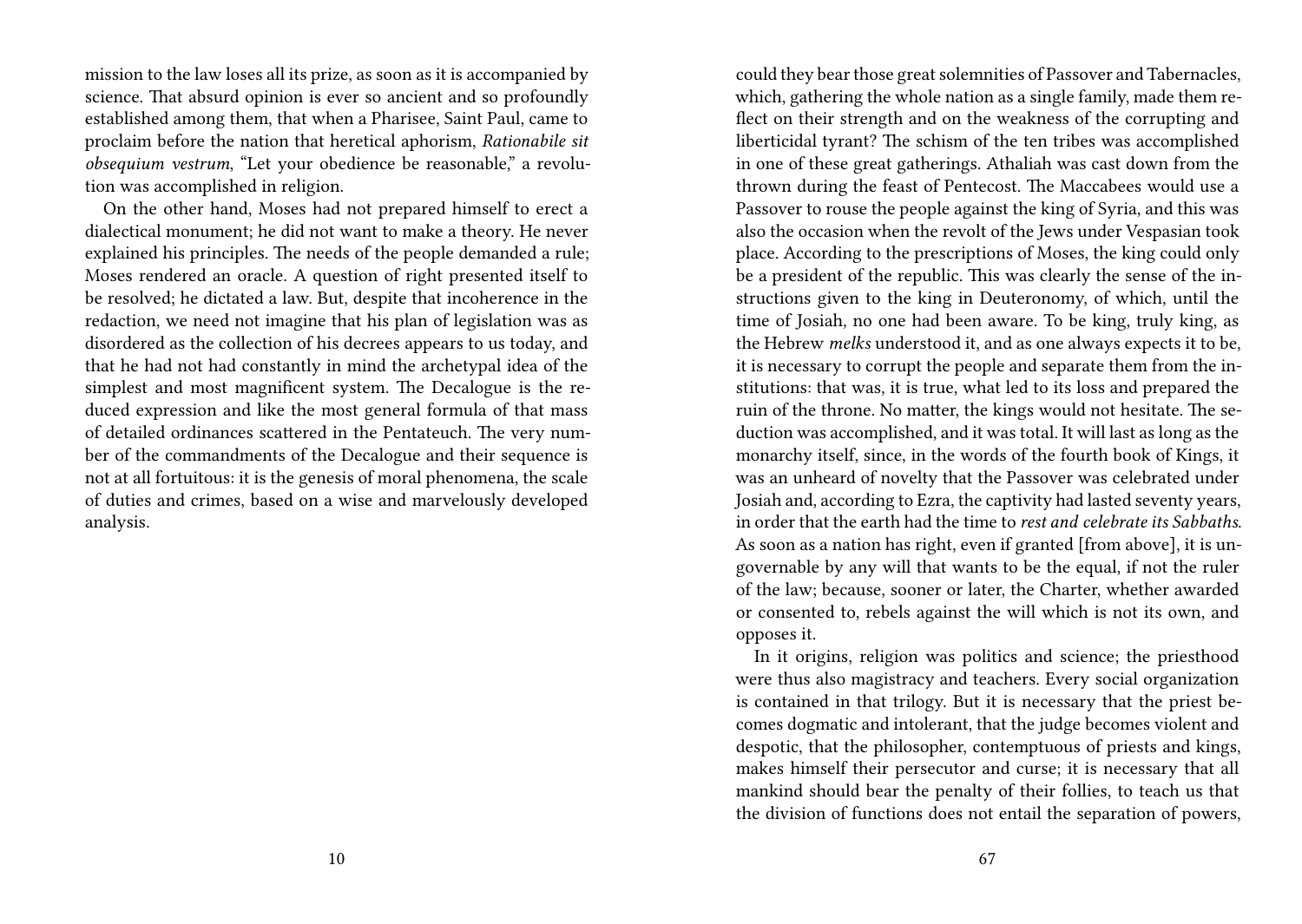mission to the law loses all its prize, as soon as it is accompanied by science. That absurd opinion is ever so ancient and so profoundly established among them, that when a Pharisee, Saint Paul, came to proclaim before the nation that heretical aphorism, *Rationabile sit obsequium vestrum*, "Let your obedience be reasonable," a revolution was accomplished in religion.

On the other hand, Moses had not prepared himself to erect a dialectical monument; he did not want to make a theory. He never explained his principles. The needs of the people demanded a rule; Moses rendered an oracle. A question of right presented itself to be resolved; he dictated a law. But, despite that incoherence in the redaction, we need not imagine that his plan of legislation was as disordered as the collection of his decrees appears to us today, and that he had not had constantly in mind the archetypal idea of the simplest and most magnificent system. The Decalogue is the reduced expression and like the most general formula of that mass of detailed ordinances scattered in the Pentateuch. The very number of the commandments of the Decalogue and their sequence is not at all fortuitous: it is the genesis of moral phenomena, the scale of duties and crimes, based on a wise and marvelously developed analysis.

could they bear those great solemnities of Passover and Tabernacles, which, gathering the whole nation as a single family, made them reflect on their strength and on the weakness of the corrupting and liberticidal tyrant? The schism of the ten tribes was accomplished in one of these great gatherings. Athaliah was cast down from the thrown during the feast of Pentecost. The Maccabees would use a Passover to rouse the people against the king of Syria, and this was also the occasion when the revolt of the Jews under Vespasian took place. According to the prescriptions of Moses, the king could only be a president of the republic. This was clearly the sense of the instructions given to the king in Deuteronomy, of which, until the time of Josiah, no one had been aware. To be king, truly king, as the Hebrew *melks* understood it, and as one always expects it to be, it is necessary to corrupt the people and separate them from the institutions: that was, it is true, what led to its loss and prepared the ruin of the throne. No matter, the kings would not hesitate. The seduction was accomplished, and it was total. It will last as long as the monarchy itself, since, in the words of the fourth book of Kings, it was an unheard of novelty that the Passover was celebrated under Josiah and, according to Ezra, the captivity had lasted seventy years, in order that the earth had the time to *rest and celebrate its Sabbaths*. As soon as a nation has right, even if granted [from above], it is ungovernable by any will that wants to be the equal, if not the ruler of the law; because, sooner or later, the Charter, whether awarded or consented to, rebels against the will which is not its own, and opposes it.

In it origins, religion was politics and science; the priesthood were thus also magistracy and teachers. Every social organization is contained in that trilogy. But it is necessary that the priest becomes dogmatic and intolerant, that the judge becomes violent and despotic, that the philosopher, contemptuous of priests and kings, makes himself their persecutor and curse; it is necessary that all mankind should bear the penalty of their follies, to teach us that the division of functions does not entail the separation of powers,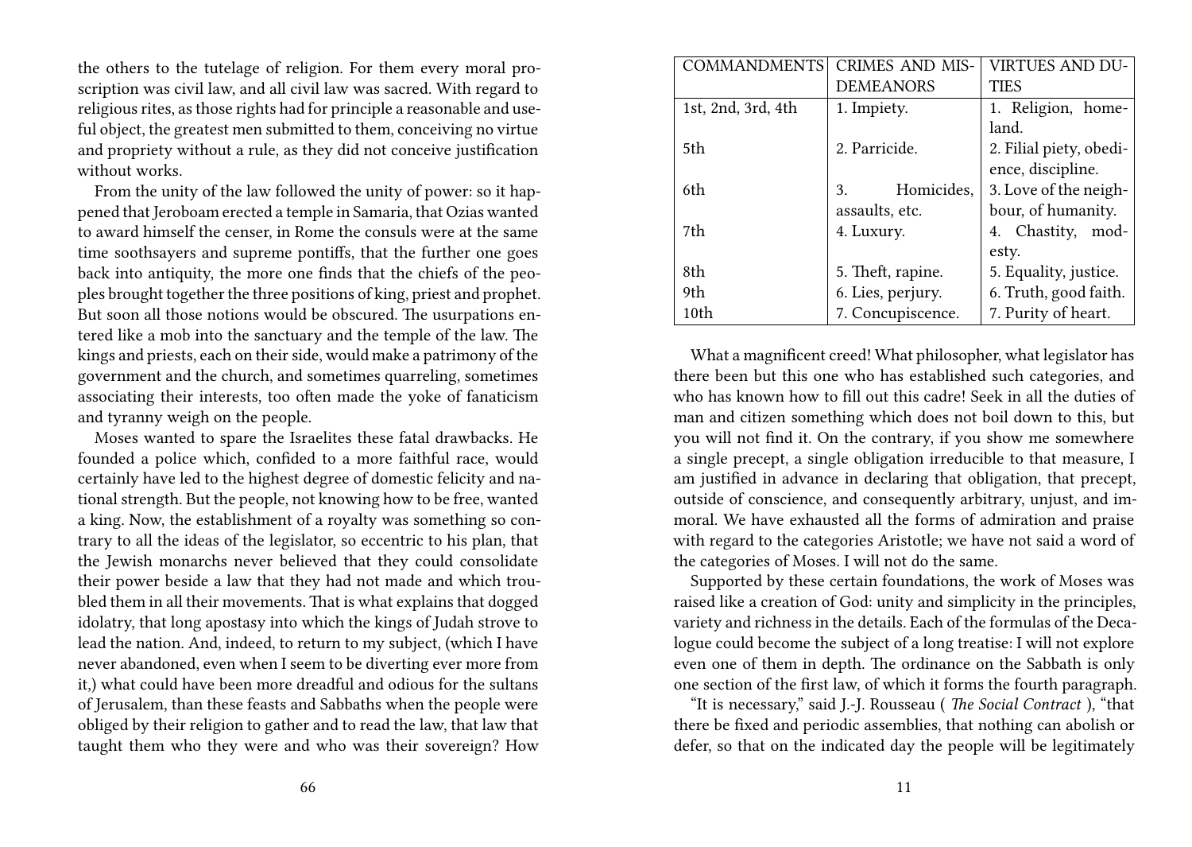the others to the tutelage of religion. For them every moral proscription was civil law, and all civil law was sacred. With regard to religious rites, as those rights had for principle a reasonable and useful object, the greatest men submitted to them, conceiving no virtue and propriety without a rule, as they did not conceive justification without works.

From the unity of the law followed the unity of power: so it happened that Jeroboam erected a temple in Samaria, that Ozias wanted to award himself the censer, in Rome the consuls were at the same time soothsayers and supreme pontiffs, that the further one goes back into antiquity, the more one finds that the chiefs of the peoples brought together the three positions of king, priest and prophet. But soon all those notions would be obscured. The usurpations entered like a mob into the sanctuary and the temple of the law. The kings and priests, each on their side, would make a patrimony of the government and the church, and sometimes quarreling, sometimes associating their interests, too often made the yoke of fanaticism and tyranny weigh on the people.

Moses wanted to spare the Israelites these fatal drawbacks. He founded a police which, confided to a more faithful race, would certainly have led to the highest degree of domestic felicity and national strength. But the people, not knowing how to be free, wanted a king. Now, the establishment of a royalty was something so contrary to all the ideas of the legislator, so eccentric to his plan, that the Jewish monarchs never believed that they could consolidate their power beside a law that they had not made and which troubled them in all their movements. That is what explains that dogged idolatry, that long apostasy into which the kings of Judah strove to lead the nation. And, indeed, to return to my subject, (which I have never abandoned, even when I seem to be diverting ever more from it,) what could have been more dreadful and odious for the sultans of Jerusalem, than these feasts and Sabbaths when the people were obliged by their religion to gather and to read the law, that law that taught them who they were and who was their sovereign? How

| COMMANDMENTS | CRIMES AND MISDEMEANORS | VIRTUES AND DUTIES |
|---|---|---|
| 1st, 2nd, 3rd, 4th | 1. Impiety. | 1. Religion, homeland. |
| 5th | 2. Parricide. | 2. Filial piety, obedience, discipline. |
| 6th | 3. Homicides, assaults, etc. | 3. Love of the neighbour, of humanity. |
| 7th | 4. Luxury. | 4. Chastity, modesty. |
| 8th | 5. Theft, rapine. | 5. Equality, justice. |
| 9th | 6. Lies, perjury. | 6. Truth, good faith. |
| 10th | 7. Concupiscence. | 7. Purity of heart. |

What a magnificent creed! What philosopher, what legislator has there been but this one who has established such categories, and who has known how to fill out this cadre! Seek in all the duties of man and citizen something which does not boil down to this, but you will not find it. On the contrary, if you show me somewhere a single precept, a single obligation irreducible to that measure, I am justified in advance in declaring that obligation, that precept, outside of conscience, and consequently arbitrary, unjust, and immoral. We have exhausted all the forms of admiration and praise with regard to the categories Aristotle; we have not said a word of the categories of Moses. I will not do the same.

Supported by these certain foundations, the work of Moses was raised like a creation of God: unity and simplicity in the principles, variety and richness in the details. Each of the formulas of the Decalogue could become the subject of a long treatise: I will not explore even one of them in depth. The ordinance on the Sabbath is only one section of the first law, of which it forms the fourth paragraph.

"It is necessary," said J.-J. Rousseau ( *The Social Contract* ), "that there be fixed and periodic assemblies, that nothing can abolish or defer, so that on the indicated day the people will be legitimately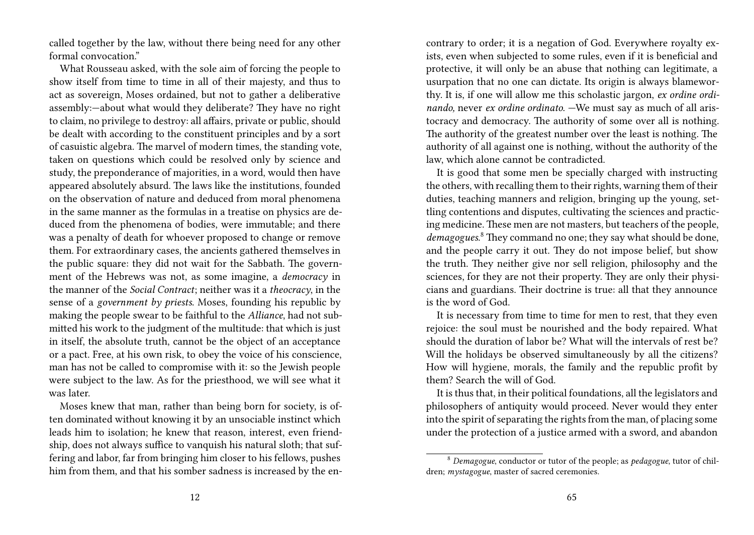called together by the law, without there being need for any other formal convocation."

What Rousseau asked, with the sole aim of forcing the people to show itself from time to time in all of their majesty, and thus to act as sovereign, Moses ordained, but not to gather a deliberative assembly:—about what would they deliberate? They have no right to claim, no privilege to destroy: all affairs, private or public, should be dealt with according to the constituent principles and by a sort of casuistic algebra. The marvel of modern times, the standing vote, taken on questions which could be resolved only by science and study, the preponderance of majorities, in a word, would then have appeared absolutely absurd. The laws like the institutions, founded on the observation of nature and deduced from moral phenomena in the same manner as the formulas in a treatise on physics are deduced from the phenomena of bodies, were immutable; and there was a penalty of death for whoever proposed to change or remove them. For extraordinary cases, the ancients gathered themselves in the public square: they did not wait for the Sabbath. The government of the Hebrews was not, as some imagine, a *democracy* in the manner of the *Social Contract*; neither was it a *theocracy*, in the sense of a *government by priests*. Moses, founding his republic by making the people swear to be faithful to the *Alliance*, had not submitted his work to the judgment of the multitude: that which is just in itself, the absolute truth, cannot be the object of an acceptance or a pact. Free, at his own risk, to obey the voice of his conscience, man has not be called to compromise with it: so the Jewish people were subject to the law. As for the priesthood, we will see what it was later.

Moses knew that man, rather than being born for society, is often dominated without knowing it by an unsociable instinct which leads him to isolation; he knew that reason, interest, even friendship, does not always suffice to vanquish his natural sloth; that suffering and labor, far from bringing him closer to his fellows, pushes him from them, and that his somber sadness is increased by the en-

contrary to order; it is a negation of God. Everywhere royalty exists, even when subjected to some rules, even if it is beneficial and protective, it will only be an abuse that nothing can legitimate, a usurpation that no one can dictate. Its origin is always blameworthy. It is, if one will allow me this scholastic jargon, *ex ordine ordinando,* never *ex ordine ordinato*. —We must say as much of all aristocracy and democracy. The authority of some over all is nothing. The authority of the greatest number over the least is nothing. The authority of all against one is nothing, without the authority of the law, which alone cannot be contradicted.

It is good that some men be specially charged with instructing the others, with recalling them to their rights, warning them of their duties, teaching manners and religion, bringing up the young, settling contentions and disputes, cultivating the sciences and practicing medicine. These men are not masters, but teachers of the people, *demagogues*.[8] They command no one; they say what should be done, and the people carry it out. They do not impose belief, but show the truth. They neither give nor sell religion, philosophy and the sciences, for they are not their property. They are only their physicians and guardians. Their doctrine is true: all that they announce is the word of God.

It is necessary from time to time for men to rest, that they even rejoice: the soul must be nourished and the body repaired. What should the duration of labor be? What will the intervals of rest be? Will the holidays be observed simultaneously by all the citizens? How will hygiene, morals, the family and the republic profit by them? Search the will of God.

It is thus that, in their political foundations, all the legislators and philosophers of antiquity would proceed. Never would they enter into the spirit of separating the rights from the man, of placing some under the protection of a justice armed with a sword, and abandon

[8] *Demagogue*, conductor or tutor of the people; as *pedagogue*, tutor of children; *mystagogue*, master of sacred ceremonies.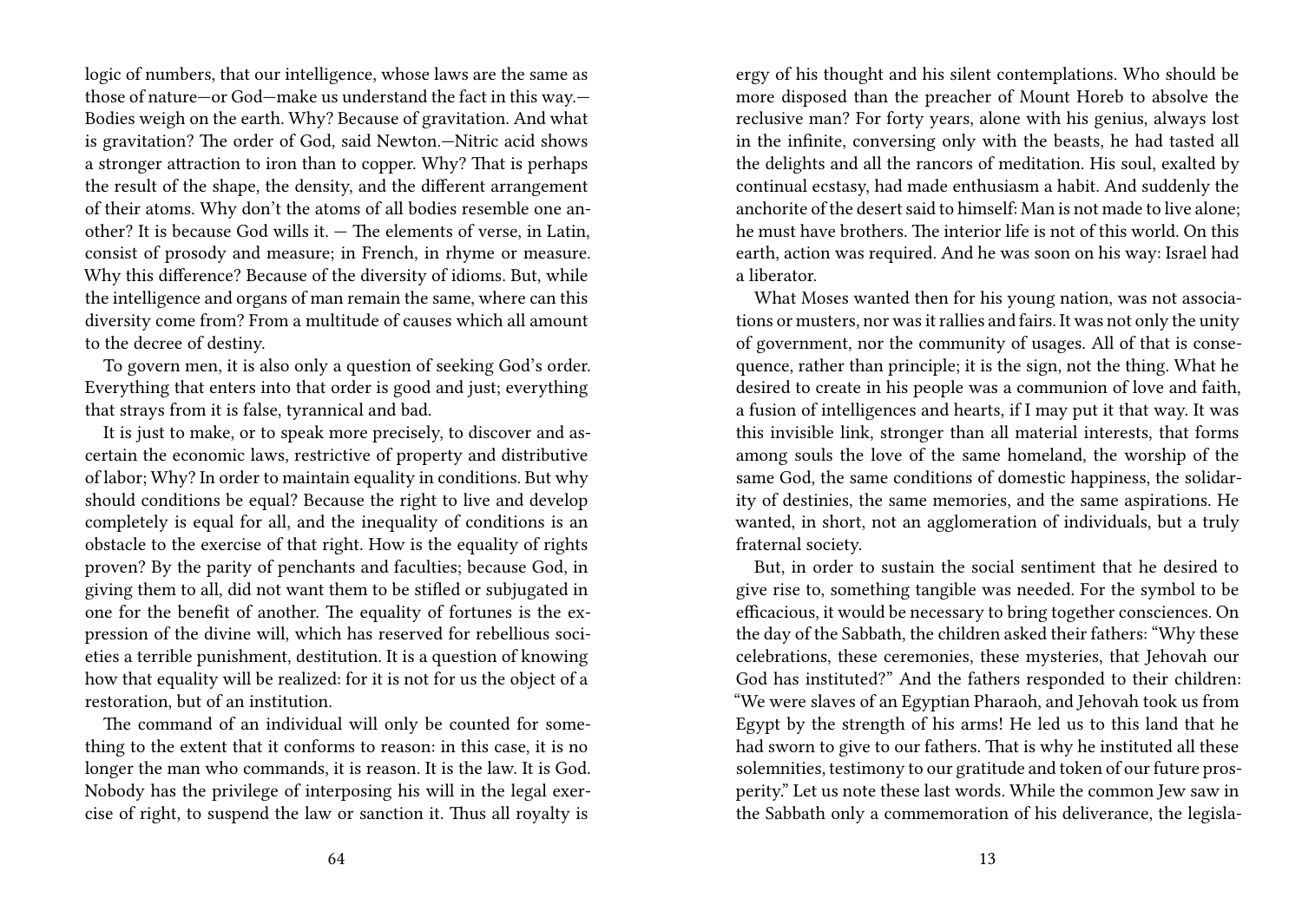logic of numbers, that our intelligence, whose laws are the same as those of nature—or God—make us understand the fact in this way.—Bodies weigh on the earth. Why? Because of gravitation. And what is gravitation? The order of God, said Newton.—Nitric acid shows a stronger attraction to iron than to copper. Why? That is perhaps the result of the shape, the density, and the different arrangement of their atoms. Why don't the atoms of all bodies resemble one another? It is because God wills it. — The elements of verse, in Latin, consist of prosody and measure; in French, in rhyme or measure. Why this difference? Because of the diversity of idioms. But, while the intelligence and organs of man remain the same, where can this diversity come from? From a multitude of causes which all amount to the decree of destiny.

To govern men, it is also only a question of seeking God's order. Everything that enters into that order is good and just; everything that strays from it is false, tyrannical and bad.

It is just to make, or to speak more precisely, to discover and ascertain the economic laws, restrictive of property and distributive of labor; Why? In order to maintain equality in conditions. But why should conditions be equal? Because the right to live and develop completely is equal for all, and the inequality of conditions is an obstacle to the exercise of that right. How is the equality of rights proven? By the parity of penchants and faculties; because God, in giving them to all, did not want them to be stifled or subjugated in one for the benefit of another. The equality of fortunes is the expression of the divine will, which has reserved for rebellious societies a terrible punishment, destitution. It is a question of knowing how that equality will be realized: for it is not for us the object of a restoration, but of an institution.

The command of an individual will only be counted for something to the extent that it conforms to reason: in this case, it is no longer the man who commands, it is reason. It is the law. It is God. Nobody has the privilege of interposing his will in the legal exercise of right, to suspend the law or sanction it. Thus all royalty is

ergy of his thought and his silent contemplations. Who should be more disposed than the preacher of Mount Horeb to absolve the reclusive man? For forty years, alone with his genius, always lost in the infinite, conversing only with the beasts, he had tasted all the delights and all the rancors of meditation. His soul, exalted by continual ecstasy, had made enthusiasm a habit. And suddenly the anchorite of the desert said to himself: Man is not made to live alone; he must have brothers. The interior life is not of this world. On this earth, action was required. And he was soon on his way: Israel had a liberator.

What Moses wanted then for his young nation, was not associations or musters, nor was it rallies and fairs. It was not only the unity of government, nor the community of usages. All of that is consequence, rather than principle; it is the sign, not the thing. What he desired to create in his people was a communion of love and faith, a fusion of intelligences and hearts, if I may put it that way. It was this invisible link, stronger than all material interests, that forms among souls the love of the same homeland, the worship of the same God, the same conditions of domestic happiness, the solidarity of destinies, the same memories, and the same aspirations. He wanted, in short, not an agglomeration of individuals, but a truly fraternal society.

But, in order to sustain the social sentiment that he desired to give rise to, something tangible was needed. For the symbol to be efficacious, it would be necessary to bring together consciences. On the day of the Sabbath, the children asked their fathers: "Why these celebrations, these ceremonies, these mysteries, that Jehovah our God has instituted?" And the fathers responded to their children: "We were slaves of an Egyptian Pharaoh, and Jehovah took us from Egypt by the strength of his arms! He led us to this land that he had sworn to give to our fathers. That is why he instituted all these solemnities, testimony to our gratitude and token of our future prosperity." Let us note these last words. While the common Jew saw in the Sabbath only a commemoration of his deliverance, the legisla-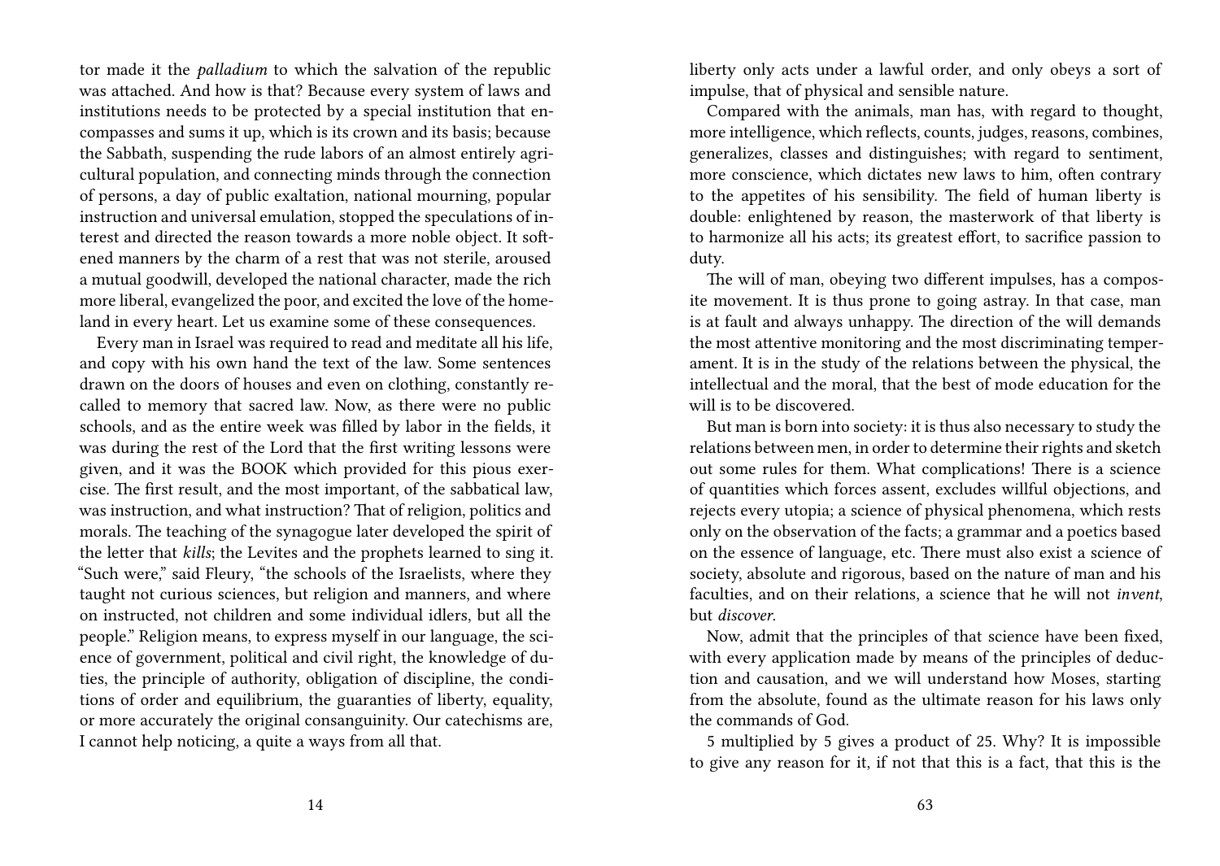tor made it the *palladium* to which the salvation of the republic was attached. And how is that? Because every system of laws and institutions needs to be protected by a special institution that encompasses and sums it up, which is its crown and its basis; because the Sabbath, suspending the rude labors of an almost entirely agricultural population, and connecting minds through the connection of persons, a day of public exaltation, national mourning, popular instruction and universal emulation, stopped the speculations of interest and directed the reason towards a more noble object. It softened manners by the charm of a rest that was not sterile, aroused a mutual goodwill, developed the national character, made the rich more liberal, evangelized the poor, and excited the love of the homeland in every heart. Let us examine some of these consequences.

Every man in Israel was required to read and meditate all his life, and copy with his own hand the text of the law. Some sentences drawn on the doors of houses and even on clothing, constantly recalled to memory that sacred law. Now, as there were no public schools, and as the entire week was filled by labor in the fields, it was during the rest of the Lord that the first writing lessons were given, and it was the BOOK which provided for this pious exercise. The first result, and the most important, of the sabbatical law, was instruction, and what instruction? That of religion, politics and morals. The teaching of the synagogue later developed the spirit of the letter that *kills*; the Levites and the prophets learned to sing it. "Such were," said Fleury, "the schools of the Israelists, where they taught not curious sciences, but religion and manners, and where on instructed, not children and some individual idlers, but all the people." Religion means, to express myself in our language, the science of government, political and civil right, the knowledge of duties, the principle of authority, obligation of discipline, the conditions of order and equilibrium, the guaranties of liberty, equality, or more accurately the original consanguinity. Our catechisms are, I cannot help noticing, a quite a ways from all that.

liberty only acts under a lawful order, and only obeys a sort of impulse, that of physical and sensible nature.

Compared with the animals, man has, with regard to thought, more intelligence, which reflects, counts, judges, reasons, combines, generalizes, classes and distinguishes; with regard to sentiment, more conscience, which dictates new laws to him, often contrary to the appetites of his sensibility. The field of human liberty is double: enlightened by reason, the masterwork of that liberty is to harmonize all his acts; its greatest effort, to sacrifice passion to duty.

The will of man, obeying two different impulses, has a composite movement. It is thus prone to going astray. In that case, man is at fault and always unhappy. The direction of the will demands the most attentive monitoring and the most discriminating temperament. It is in the study of the relations between the physical, the intellectual and the moral, that the best of mode education for the will is to be discovered.

But man is born into society: it is thus also necessary to study the relations between men, in order to determine their rights and sketch out some rules for them. What complications! There is a science of quantities which forces assent, excludes willful objections, and rejects every utopia; a science of physical phenomena, which rests only on the observation of the facts; a grammar and a poetics based on the essence of language, etc. There must also exist a science of society, absolute and rigorous, based on the nature of man and his faculties, and on their relations, a science that he will not *invent*, but *discover*.

Now, admit that the principles of that science have been fixed, with every application made by means of the principles of deduction and causation, and we will understand how Moses, starting from the absolute, found as the ultimate reason for his laws only the commands of God.

5 multiplied by 5 gives a product of 25. Why? It is impossible to give any reason for it, if not that this is a fact, that this is the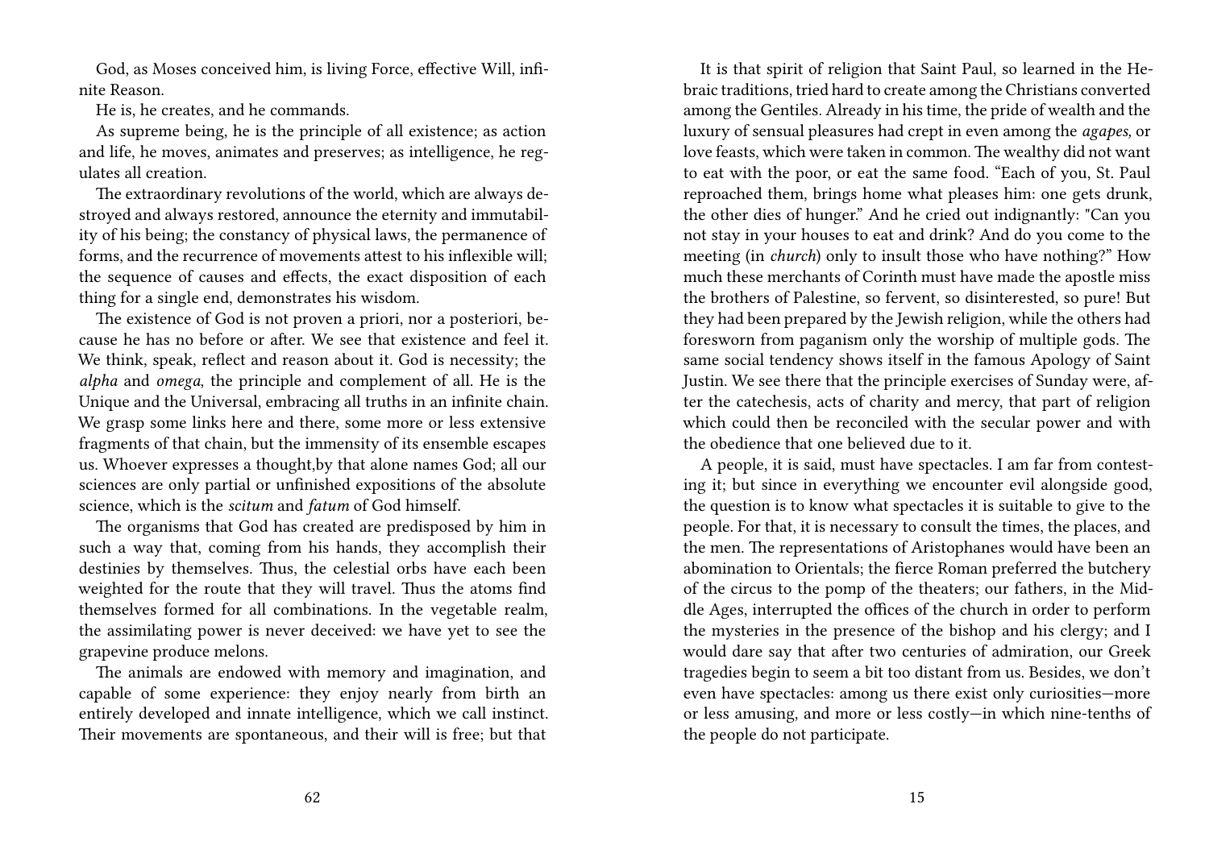God, as Moses conceived him, is living Force, effective Will, infinite Reason.

He is, he creates, and he commands.

As supreme being, he is the principle of all existence; as action and life, he moves, animates and preserves; as intelligence, he regulates all creation.

The extraordinary revolutions of the world, which are always destroyed and always restored, announce the eternity and immutability of his being; the constancy of physical laws, the permanence of forms, and the recurrence of movements attest to his inflexible will; the sequence of causes and effects, the exact disposition of each thing for a single end, demonstrates his wisdom.

The existence of God is not proven a priori, nor a posteriori, because he has no before or after. We see that existence and feel it. We think, speak, reflect and reason about it. God is necessity; the *alpha* and *omega*, the principle and complement of all. He is the Unique and the Universal, embracing all truths in an infinite chain. We grasp some links here and there, some more or less extensive fragments of that chain, but the immensity of its ensemble escapes us. Whoever expresses a thought,by that alone names God; all our sciences are only partial or unfinished expositions of the absolute science, which is the *scitum* and *fatum* of God himself.

The organisms that God has created are predisposed by him in such a way that, coming from his hands, they accomplish their destinies by themselves. Thus, the celestial orbs have each been weighted for the route that they will travel. Thus the atoms find themselves formed for all combinations. In the vegetable realm, the assimilating power is never deceived: we have yet to see the grapevine produce melons.

The animals are endowed with memory and imagination, and capable of some experience: they enjoy nearly from birth an entirely developed and innate intelligence, which we call instinct. Their movements are spontaneous, and their will is free; but that

It is that spirit of religion that Saint Paul, so learned in the Hebraic traditions, tried hard to create among the Christians converted among the Gentiles. Already in his time, the pride of wealth and the luxury of sensual pleasures had crept in even among the *agapes,* or love feasts, which were taken in common. The wealthy did not want to eat with the poor, or eat the same food. "Each of you, St. Paul reproached them, brings home what pleases him: one gets drunk, the other dies of hunger." And he cried out indignantly: "Can you not stay in your houses to eat and drink? And do you come to the meeting (in *church*) only to insult those who have nothing?" How much these merchants of Corinth must have made the apostle miss the brothers of Palestine, so fervent, so disinterested, so pure! But they had been prepared by the Jewish religion, while the others had foresworn from paganism only the worship of multiple gods. The same social tendency shows itself in the famous Apology of Saint Justin. We see there that the principle exercises of Sunday were, after the catechesis, acts of charity and mercy, that part of religion which could then be reconciled with the secular power and with the obedience that one believed due to it.

A people, it is said, must have spectacles. I am far from contesting it; but since in everything we encounter evil alongside good, the question is to know what spectacles it is suitable to give to the people. For that, it is necessary to consult the times, the places, and the men. The representations of Aristophanes would have been an abomination to Orientals; the fierce Roman preferred the butchery of the circus to the pomp of the theaters; our fathers, in the Middle Ages, interrupted the offices of the church in order to perform the mysteries in the presence of the bishop and his clergy; and I would dare say that after two centuries of admiration, our Greek tragedies begin to seem a bit too distant from us. Besides, we don't even have spectacles: among us there exist only curiosities—more or less amusing, and more or less costly—in which nine-tenths of the people do not participate.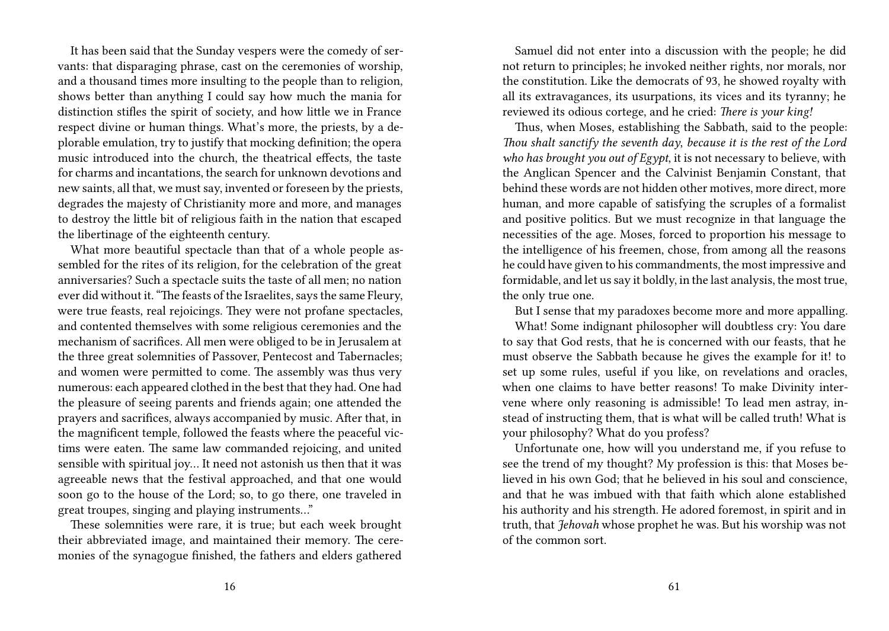It has been said that the Sunday vespers were the comedy of servants: that disparaging phrase, cast on the ceremonies of worship, and a thousand times more insulting to the people than to religion, shows better than anything I could say how much the mania for distinction stifles the spirit of society, and how little we in France respect divine or human things. What's more, the priests, by a deplorable emulation, try to justify that mocking definition; the opera music introduced into the church, the theatrical effects, the taste for charms and incantations, the search for unknown devotions and new saints, all that, we must say, invented or foreseen by the priests, degrades the majesty of Christianity more and more, and manages to destroy the little bit of religious faith in the nation that escaped the libertinage of the eighteenth century.

What more beautiful spectacle than that of a whole people assembled for the rites of its religion, for the celebration of the great anniversaries? Such a spectacle suits the taste of all men; no nation ever did without it. "The feasts of the Israelites, says the same Fleury, were true feasts, real rejoicings. They were not profane spectacles, and contented themselves with some religious ceremonies and the mechanism of sacrifices. All men were obliged to be in Jerusalem at the three great solemnities of Passover, Pentecost and Tabernacles; and women were permitted to come. The assembly was thus very numerous: each appeared clothed in the best that they had. One had the pleasure of seeing parents and friends again; one attended the prayers and sacrifices, always accompanied by music. After that, in the magnificent temple, followed the feasts where the peaceful victims were eaten. The same law commanded rejoicing, and united sensible with spiritual joy… It need not astonish us then that it was agreeable news that the festival approached, and that one would soon go to the house of the Lord; so, to go there, one traveled in great troupes, singing and playing instruments…"

These solemnities were rare, it is true; but each week brought their abbreviated image, and maintained their memory. The ceremonies of the synagogue finished, the fathers and elders gathered

Samuel did not enter into a discussion with the people; he did not return to principles; he invoked neither rights, nor morals, nor the constitution. Like the democrats of 93, he showed royalty with all its extravagances, its usurpations, its vices and its tyranny; he reviewed its odious cortege, and he cried: *There is your king!*

Thus, when Moses, establishing the Sabbath, said to the people: *Thou shalt sanctify the seventh day, because it is the rest of the Lord who has brought you out of Egypt*, it is not necessary to believe, with the Anglican Spencer and the Calvinist Benjamin Constant, that behind these words are not hidden other motives, more direct, more human, and more capable of satisfying the scruples of a formalist and positive politics. But we must recognize in that language the necessities of the age. Moses, forced to proportion his message to the intelligence of his freemen, chose, from among all the reasons he could have given to his commandments, the most impressive and formidable, and let us say it boldly, in the last analysis, the most true, the only true one.

But I sense that my paradoxes become more and more appalling.

What! Some indignant philosopher will doubtless cry: You dare to say that God rests, that he is concerned with our feasts, that he must observe the Sabbath because he gives the example for it! to set up some rules, useful if you like, on revelations and oracles, when one claims to have better reasons! To make Divinity intervene where only reasoning is admissible! To lead men astray, instead of instructing them, that is what will be called truth! What is your philosophy? What do you profess?

Unfortunate one, how will you understand me, if you refuse to see the trend of my thought? My profession is this: that Moses believed in his own God; that he believed in his soul and conscience, and that he was imbued with that faith which alone established his authority and his strength. He adored foremost, in spirit and in truth, that *Jehovah* whose prophet he was. But his worship was not of the common sort.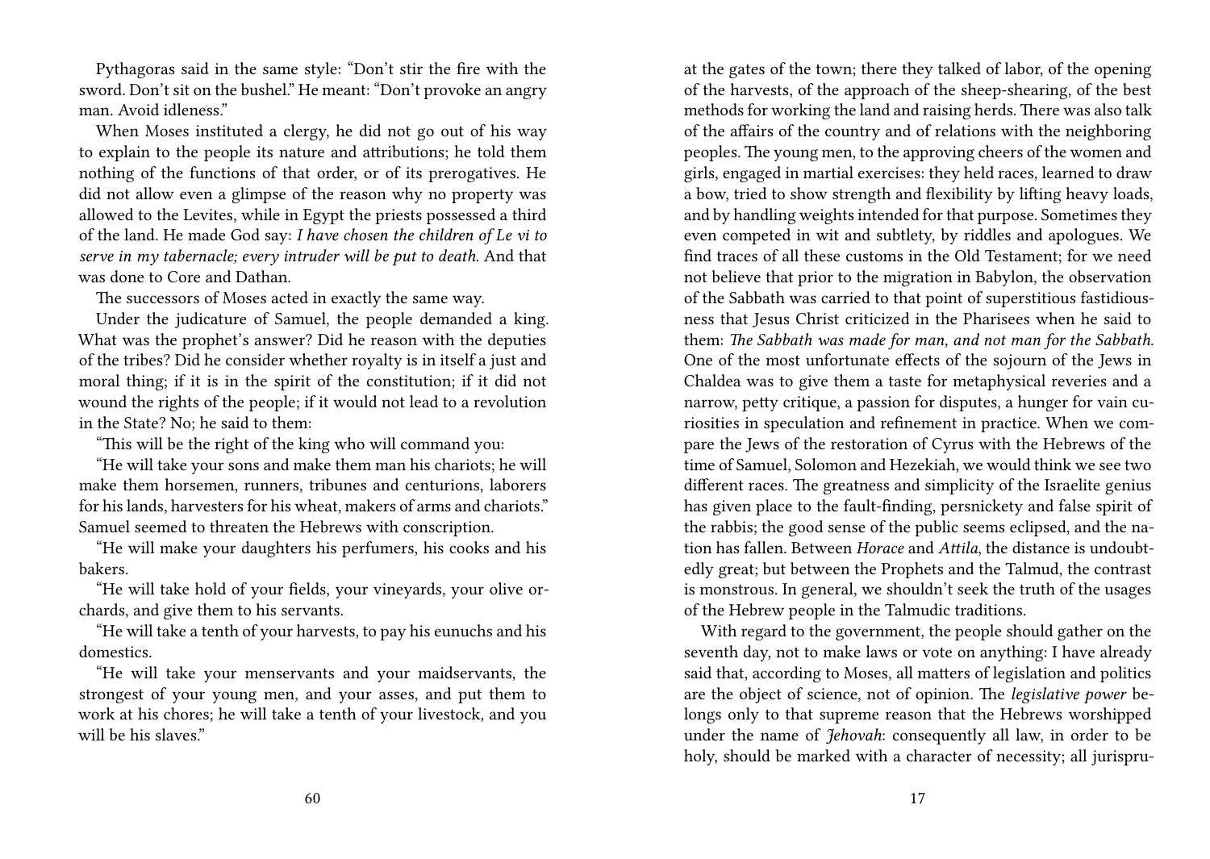Pythagoras said in the same style: "Don't stir the fire with the sword. Don't sit on the bushel." He meant: "Don't provoke an angry man. Avoid idleness."

When Moses instituted a clergy, he did not go out of his way to explain to the people its nature and attributions; he told them nothing of the functions of that order, or of its prerogatives. He did not allow even a glimpse of the reason why no property was allowed to the Levites, while in Egypt the priests possessed a third of the land. He made God say: *I have chosen the children of Le vi to serve in my tabernacle; every intruder will be put to death*. And that was done to Core and Dathan.

The successors of Moses acted in exactly the same way.

Under the judicature of Samuel, the people demanded a king. What was the prophet's answer? Did he reason with the deputies of the tribes? Did he consider whether royalty is in itself a just and moral thing; if it is in the spirit of the constitution; if it did not wound the rights of the people; if it would not lead to a revolution in the State? No; he said to them:

"This will be the right of the king who will command you:

"He will take your sons and make them man his chariots; he will make them horsemen, runners, tribunes and centurions, laborers for his lands, harvesters for his wheat, makers of arms and chariots." Samuel seemed to threaten the Hebrews with conscription.

"He will make your daughters his perfumers, his cooks and his bakers.

"He will take hold of your fields, your vineyards, your olive orchards, and give them to his servants.

"He will take a tenth of your harvests, to pay his eunuchs and his domestics.

"He will take your menservants and your maidservants, the strongest of your young men, and your asses, and put them to work at his chores; he will take a tenth of your livestock, and you will be his slaves."

at the gates of the town; there they talked of labor, of the opening of the harvests, of the approach of the sheep-shearing, of the best methods for working the land and raising herds. There was also talk of the affairs of the country and of relations with the neighboring peoples. The young men, to the approving cheers of the women and girls, engaged in martial exercises: they held races, learned to draw a bow, tried to show strength and flexibility by lifting heavy loads, and by handling weights intended for that purpose. Sometimes they even competed in wit and subtlety, by riddles and apologues. We find traces of all these customs in the Old Testament; for we need not believe that prior to the migration in Babylon, the observation of the Sabbath was carried to that point of superstitious fastidiousness that Jesus Christ criticized in the Pharisees when he said to them: *The Sabbath was made for man, and not man for the Sabbath*. One of the most unfortunate effects of the sojourn of the Jews in Chaldea was to give them a taste for metaphysical reveries and a narrow, petty critique, a passion for disputes, a hunger for vain curiosities in speculation and refinement in practice. When we compare the Jews of the restoration of Cyrus with the Hebrews of the time of Samuel, Solomon and Hezekiah, we would think we see two different races. The greatness and simplicity of the Israelite genius has given place to the fault-finding, persnickety and false spirit of the rabbis; the good sense of the public seems eclipsed, and the nation has fallen. Between *Horace* and *Attila*, the distance is undoubtedly great; but between the Prophets and the Talmud, the contrast is monstrous. In general, we shouldn't seek the truth of the usages of the Hebrew people in the Talmudic traditions.

With regard to the government, the people should gather on the seventh day, not to make laws or vote on anything: I have already said that, according to Moses, all matters of legislation and politics are the object of science, not of opinion. The *legislative power* belongs only to that supreme reason that the Hebrews worshipped under the name of *Jehovah*: consequently all law, in order to be holy, should be marked with a character of necessity; all jurispru-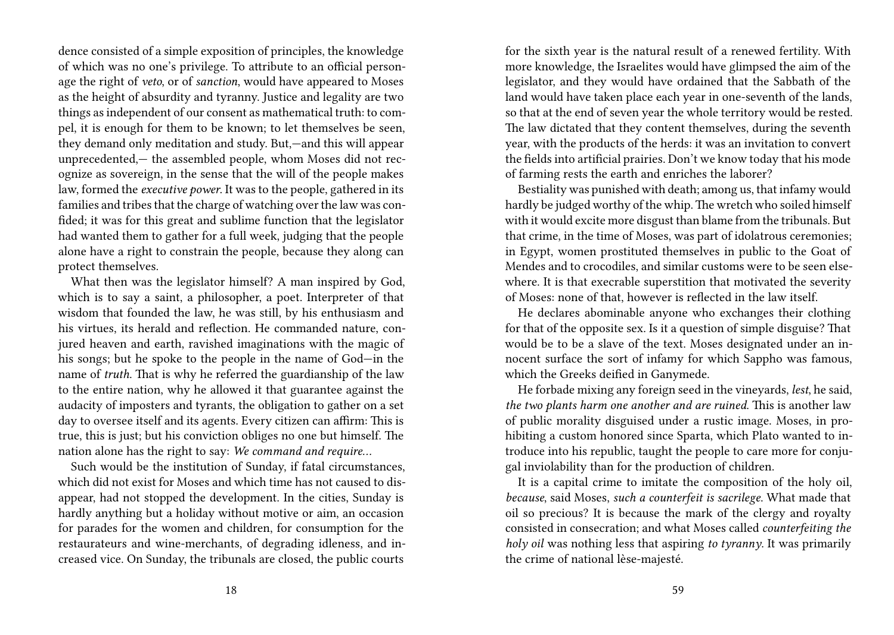dence consisted of a simple exposition of principles, the knowledge of which was no one's privilege. To attribute to an official personage the right of *veto*, or of *sanction*, would have appeared to Moses as the height of absurdity and tyranny. Justice and legality are two things as independent of our consent as mathematical truth: to compel, it is enough for them to be known; to let themselves be seen, they demand only meditation and study. But,—and this will appear unprecedented,— the assembled people, whom Moses did not recognize as sovereign, in the sense that the will of the people makes law, formed the *executive power*. It was to the people, gathered in its families and tribes that the charge of watching over the law was confided; it was for this great and sublime function that the legislator had wanted them to gather for a full week, judging that the people alone have a right to constrain the people, because they along can protect themselves.

What then was the legislator himself? A man inspired by God, which is to say a saint, a philosopher, a poet. Interpreter of that wisdom that founded the law, he was still, by his enthusiasm and his virtues, its herald and reflection. He commanded nature, conjured heaven and earth, ravished imaginations with the magic of his songs; but he spoke to the people in the name of God—in the name of *truth*. That is why he referred the guardianship of the law to the entire nation, why he allowed it that guarantee against the audacity of imposters and tyrants, the obligation to gather on a set day to oversee itself and its agents. Every citizen can affirm: This is true, this is just; but his conviction obliges no one but himself. The nation alone has the right to say: *We command and require…*

Such would be the institution of Sunday, if fatal circumstances, which did not exist for Moses and which time has not caused to disappear, had not stopped the development. In the cities, Sunday is hardly anything but a holiday without motive or aim, an occasion for parades for the women and children, for consumption for the restaurateurs and wine-merchants, of degrading idleness, and increased vice. On Sunday, the tribunals are closed, the public courts

for the sixth year is the natural result of a renewed fertility. With more knowledge, the Israelites would have glimpsed the aim of the legislator, and they would have ordained that the Sabbath of the land would have taken place each year in one-seventh of the lands, so that at the end of seven year the whole territory would be rested. The law dictated that they content themselves, during the seventh year, with the products of the herds: it was an invitation to convert the fields into artificial prairies. Don't we know today that his mode of farming rests the earth and enriches the laborer?

Bestiality was punished with death; among us, that infamy would hardly be judged worthy of the whip. The wretch who soiled himself with it would excite more disgust than blame from the tribunals. But that crime, in the time of Moses, was part of idolatrous ceremonies; in Egypt, women prostituted themselves in public to the Goat of Mendes and to crocodiles, and similar customs were to be seen elsewhere. It is that execrable superstition that motivated the severity of Moses: none of that, however is reflected in the law itself.

He declares abominable anyone who exchanges their clothing for that of the opposite sex. Is it a question of simple disguise? That would be to be a slave of the text. Moses designated under an innocent surface the sort of infamy for which Sappho was famous, which the Greeks deified in Ganymede.

He forbade mixing any foreign seed in the vineyards, *lest*, he said, *the two plants harm one another and are ruined*. This is another law of public morality disguised under a rustic image. Moses, in prohibiting a custom honored since Sparta, which Plato wanted to introduce into his republic, taught the people to care more for conjugal inviolability than for the production of children.

It is a capital crime to imitate the composition of the holy oil, *because*, said Moses, *such a counterfeit is sacrilege*. What made that oil so precious? It is because the mark of the clergy and royalty consisted in consecration; and what Moses called *counterfeiting the holy oil* was nothing less that aspiring *to tyranny*. It was primarily the crime of national lèse-majesté.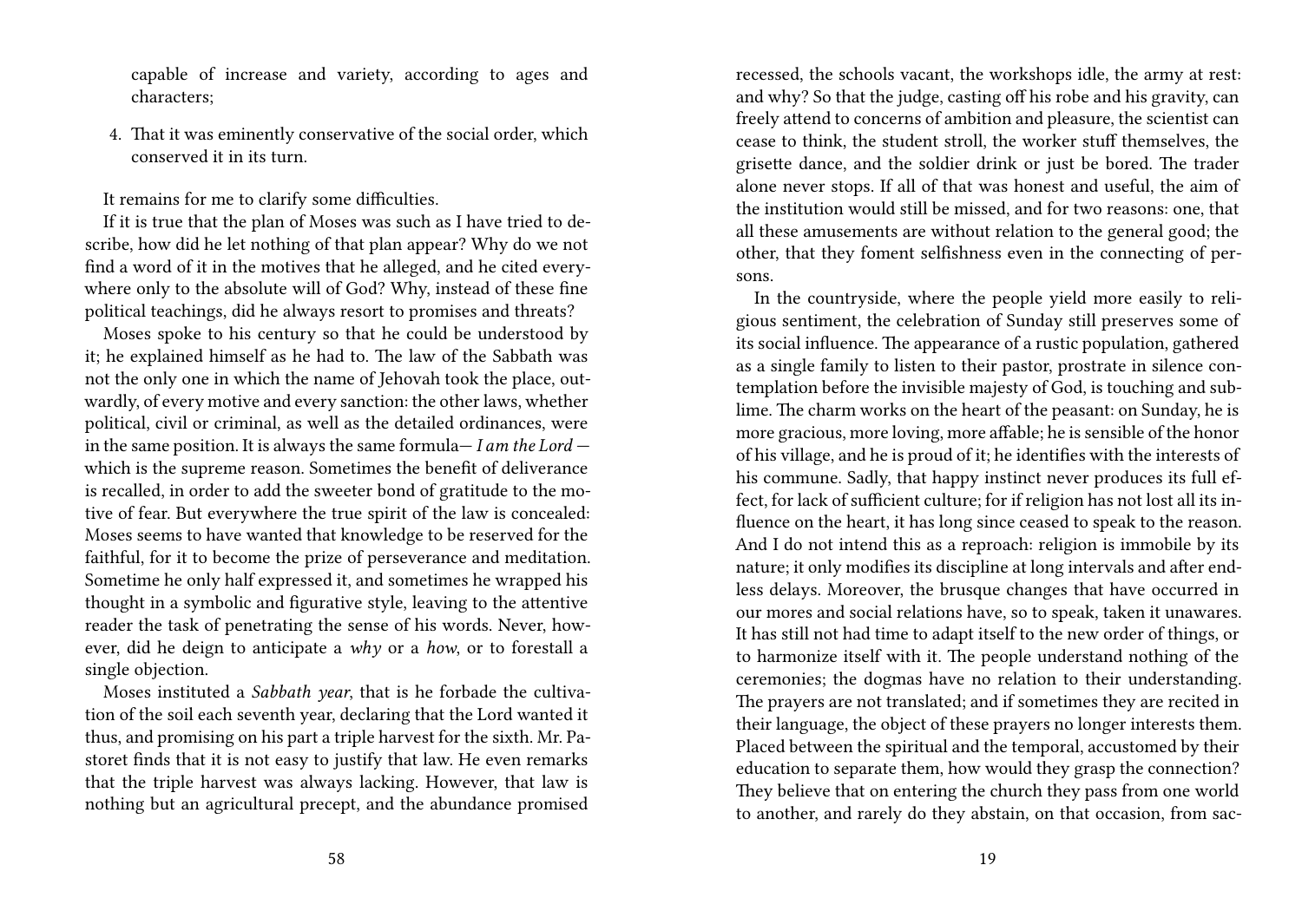capable of increase and variety, according to ages and characters;

4. That it was eminently conservative of the social order, which conserved it in its turn.

It remains for me to clarify some difficulties.

If it is true that the plan of Moses was such as I have tried to describe, how did he let nothing of that plan appear? Why do we not find a word of it in the motives that he alleged, and he cited everywhere only to the absolute will of God? Why, instead of these fine political teachings, did he always resort to promises and threats?

Moses spoke to his century so that he could be understood by it; he explained himself as he had to. The law of the Sabbath was not the only one in which the name of Jehovah took the place, outwardly, of every motive and every sanction: the other laws, whether political, civil or criminal, as well as the detailed ordinances, were in the same position. It is always the same formula— *I am the Lord* — which is the supreme reason. Sometimes the benefit of deliverance is recalled, in order to add the sweeter bond of gratitude to the motive of fear. But everywhere the true spirit of the law is concealed: Moses seems to have wanted that knowledge to be reserved for the faithful, for it to become the prize of perseverance and meditation. Sometime he only half expressed it, and sometimes he wrapped his thought in a symbolic and figurative style, leaving to the attentive reader the task of penetrating the sense of his words. Never, however, did he deign to anticipate a *why* or a *how*, or to forestall a single objection.

Moses instituted a *Sabbath year*, that is he forbade the cultivation of the soil each seventh year, declaring that the Lord wanted it thus, and promising on his part a triple harvest for the sixth. Mr. Pastoret finds that it is not easy to justify that law. He even remarks that the triple harvest was always lacking. However, that law is nothing but an agricultural precept, and the abundance promised

recessed, the schools vacant, the workshops idle, the army at rest: and why? So that the judge, casting off his robe and his gravity, can freely attend to concerns of ambition and pleasure, the scientist can cease to think, the student stroll, the worker stuff themselves, the grisette dance, and the soldier drink or just be bored. The trader alone never stops. If all of that was honest and useful, the aim of the institution would still be missed, and for two reasons: one, that all these amusements are without relation to the general good; the other, that they foment selfishness even in the connecting of persons.

In the countryside, where the people yield more easily to religious sentiment, the celebration of Sunday still preserves some of its social influence. The appearance of a rustic population, gathered as a single family to listen to their pastor, prostrate in silence contemplation before the invisible majesty of God, is touching and sublime. The charm works on the heart of the peasant: on Sunday, he is more gracious, more loving, more affable; he is sensible of the honor of his village, and he is proud of it; he identifies with the interests of his commune. Sadly, that happy instinct never produces its full effect, for lack of sufficient culture; for if religion has not lost all its influence on the heart, it has long since ceased to speak to the reason. And I do not intend this as a reproach: religion is immobile by its nature; it only modifies its discipline at long intervals and after endless delays. Moreover, the brusque changes that have occurred in our mores and social relations have, so to speak, taken it unawares. It has still not had time to adapt itself to the new order of things, or to harmonize itself with it. The people understand nothing of the ceremonies; the dogmas have no relation to their understanding. The prayers are not translated; and if sometimes they are recited in their language, the object of these prayers no longer interests them. Placed between the spiritual and the temporal, accustomed by their education to separate them, how would they grasp the connection? They believe that on entering the church they pass from one world to another, and rarely do they abstain, on that occasion, from sac-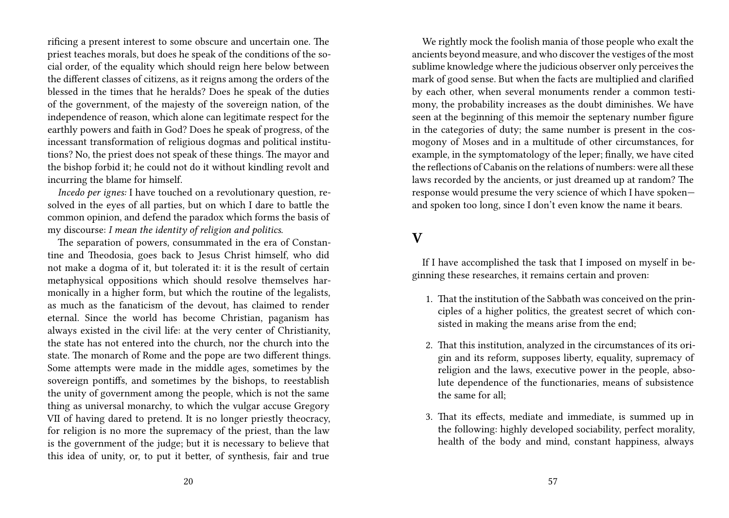rificing a present interest to some obscure and uncertain one. The priest teaches morals, but does he speak of the conditions of the social order, of the equality which should reign here below between the different classes of citizens, as it reigns among the orders of the blessed in the times that he heralds? Does he speak of the duties of the government, of the majesty of the sovereign nation, of the independence of reason, which alone can legitimate respect for the earthly powers and faith in God? Does he speak of progress, of the incessant transformation of religious dogmas and political institutions? No, the priest does not speak of these things. The mayor and the bishop forbid it; he could not do it without kindling revolt and incurring the blame for himself.

*Incedo per ignes:* I have touched on a revolutionary question, resolved in the eyes of all parties, but on which I dare to battle the common opinion, and defend the paradox which forms the basis of my discourse: *I mean the identity of religion and politics.*

The separation of powers, consummated in the era of Constantine and Theodosia, goes back to Jesus Christ himself, who did not make a dogma of it, but tolerated it: it is the result of certain metaphysical oppositions which should resolve themselves harmonically in a higher form, but which the routine of the legalists, as much as the fanaticism of the devout, has claimed to render eternal. Since the world has become Christian, paganism has always existed in the civil life: at the very center of Christianity, the state has not entered into the church, nor the church into the state. The monarch of Rome and the pope are two different things. Some attempts were made in the middle ages, sometimes by the sovereign pontiffs, and sometimes by the bishops, to reestablish the unity of government among the people, which is not the same thing as universal monarchy, to which the vulgar accuse Gregory VII of having dared to pretend. It is no longer priestly theocracy, for religion is no more the supremacy of the priest, than the law is the government of the judge; but it is necessary to believe that this idea of unity, or, to put it better, of synthesis, fair and true

We rightly mock the foolish mania of those people who exalt the ancients beyond measure, and who discover the vestiges of the most sublime knowledge where the judicious observer only perceives the mark of good sense. But when the facts are multiplied and clarified by each other, when several monuments render a common testimony, the probability increases as the doubt diminishes. We have seen at the beginning of this memoir the septenary number figure in the categories of duty; the same number is present in the cosmogony of Moses and in a multitude of other circumstances, for example, in the symptomatology of the leper; finally, we have cited the reflections of Cabanis on the relations of numbers: were all these laws recorded by the ancients, or just dreamed up at random? The response would presume the very science of which I have spoken—and spoken too long, since I don't even know the name it bears.

## V

If I have accomplished the task that I imposed on myself in beginning these researches, it remains certain and proven:

1. That the institution of the Sabbath was conceived on the principles of a higher politics, the greatest secret of which consisted in making the means arise from the end;

2. That this institution, analyzed in the circumstances of its origin and its reform, supposes liberty, equality, supremacy of religion and the laws, executive power in the people, absolute dependence of the functionaries, means of subsistence the same for all;

3. That its effects, mediate and immediate, is summed up in the following: highly developed sociability, perfect morality, health of the body and mind, constant happiness, always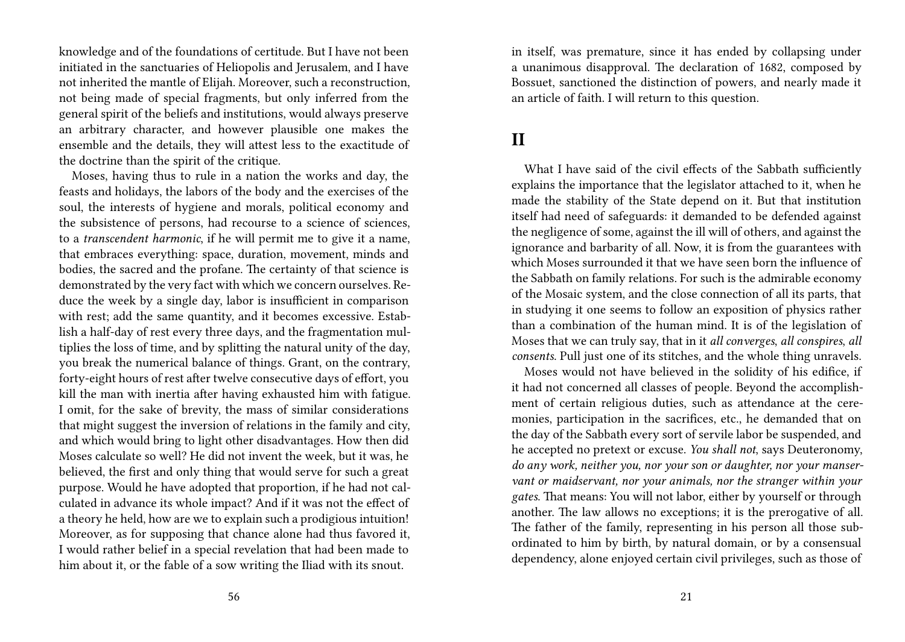knowledge and of the foundations of certitude. But I have not been initiated in the sanctuaries of Heliopolis and Jerusalem, and I have not inherited the mantle of Elijah. Moreover, such a reconstruction, not being made of special fragments, but only inferred from the general spirit of the beliefs and institutions, would always preserve an arbitrary character, and however plausible one makes the ensemble and the details, they will attest less to the exactitude of the doctrine than the spirit of the critique.

Moses, having thus to rule in a nation the works and day, the feasts and holidays, the labors of the body and the exercises of the soul, the interests of hygiene and morals, political economy and the subsistence of persons, had recourse to a science of sciences, to a *transcendent harmonic*, if he will permit me to give it a name, that embraces everything: space, duration, movement, minds and bodies, the sacred and the profane. The certainty of that science is demonstrated by the very fact with which we concern ourselves. Reduce the week by a single day, labor is insufficient in comparison with rest; add the same quantity, and it becomes excessive. Establish a half-day of rest every three days, and the fragmentation multiplies the loss of time, and by splitting the natural unity of the day, you break the numerical balance of things. Grant, on the contrary, forty-eight hours of rest after twelve consecutive days of effort, you kill the man with inertia after having exhausted him with fatigue. I omit, for the sake of brevity, the mass of similar considerations that might suggest the inversion of relations in the family and city, and which would bring to light other disadvantages. How then did Moses calculate so well? He did not invent the week, but it was, he believed, the first and only thing that would serve for such a great purpose. Would he have adopted that proportion, if he had not calculated in advance its whole impact? And if it was not the effect of a theory he held, how are we to explain such a prodigious intuition! Moreover, as for supposing that chance alone had thus favored it, I would rather belief in a special revelation that had been made to him about it, or the fable of a sow writing the Iliad with its snout.

in itself, was premature, since it has ended by collapsing under a unanimous disapproval. The declaration of 1682, composed by Bossuet, sanctioned the distinction of powers, and nearly made it an article of faith. I will return to this question.

## II

What I have said of the civil effects of the Sabbath sufficiently explains the importance that the legislator attached to it, when he made the stability of the State depend on it. But that institution itself had need of safeguards: it demanded to be defended against the negligence of some, against the ill will of others, and against the ignorance and barbarity of all. Now, it is from the guarantees with which Moses surrounded it that we have seen born the influence of the Sabbath on family relations. For such is the admirable economy of the Mosaic system, and the close connection of all its parts, that in studying it one seems to follow an exposition of physics rather than a combination of the human mind. It is of the legislation of Moses that we can truly say, that in it *all converges, all conspires, all consents.* Pull just one of its stitches, and the whole thing unravels.

Moses would not have believed in the solidity of his edifice, if it had not concerned all classes of people. Beyond the accomplishment of certain religious duties, such as attendance at the ceremonies, participation in the sacrifices, etc., he demanded that on the day of the Sabbath every sort of servile labor be suspended, and he accepted no pretext or excuse. *You shall not*, says Deuteronomy, *do any work, neither you, nor your son or daughter, nor your manservant or maidservant, nor your animals, nor the stranger within your gates.* That means: You will not labor, either by yourself or through another. The law allows no exceptions; it is the prerogative of all. The father of the family, representing in his person all those subordinated to him by birth, by natural domain, or by a consensual dependency, alone enjoyed certain civil privileges, such as those of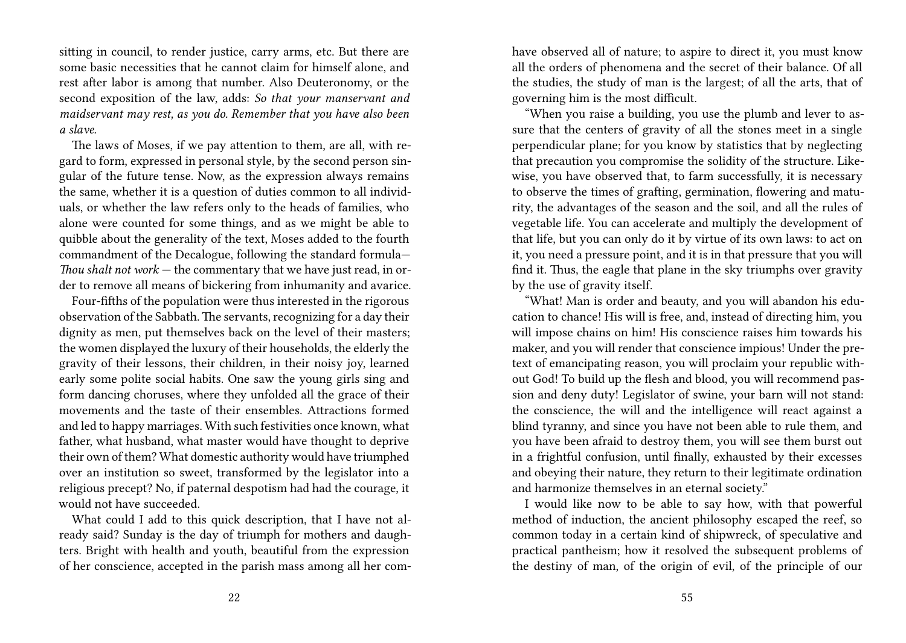sitting in council, to render justice, carry arms, etc. But there are some basic necessities that he cannot claim for himself alone, and rest after labor is among that number. Also Deuteronomy, or the second exposition of the law, adds: *So that your manservant and maidservant may rest, as you do. Remember that you have also been a slave.*

The laws of Moses, if we pay attention to them, are all, with regard to form, expressed in personal style, by the second person singular of the future tense. Now, as the expression always remains the same, whether it is a question of duties common to all individuals, or whether the law refers only to the heads of families, who alone were counted for some things, and as we might be able to quibble about the generality of the text, Moses added to the fourth commandment of the Decalogue, following the standard formula— *Thou shalt not work* — the commentary that we have just read, in order to remove all means of bickering from inhumanity and avarice.

Four-fifths of the population were thus interested in the rigorous observation of the Sabbath. The servants, recognizing for a day their dignity as men, put themselves back on the level of their masters; the women displayed the luxury of their households, the elderly the gravity of their lessons, their children, in their noisy joy, learned early some polite social habits. One saw the young girls sing and form dancing choruses, where they unfolded all the grace of their movements and the taste of their ensembles. Attractions formed and led to happy marriages. With such festivities once known, what father, what husband, what master would have thought to deprive their own of them? What domestic authority would have triumphed over an institution so sweet, transformed by the legislator into a religious precept? No, if paternal despotism had had the courage, it would not have succeeded.

What could I add to this quick description, that I have not already said? Sunday is the day of triumph for mothers and daughters. Bright with health and youth, beautiful from the expression of her conscience, accepted in the parish mass among all her com-

have observed all of nature; to aspire to direct it, you must know all the orders of phenomena and the secret of their balance. Of all the studies, the study of man is the largest; of all the arts, that of governing him is the most difficult.

"When you raise a building, you use the plumb and lever to assure that the centers of gravity of all the stones meet in a single perpendicular plane; for you know by statistics that by neglecting that precaution you compromise the solidity of the structure. Likewise, you have observed that, to farm successfully, it is necessary to observe the times of grafting, germination, flowering and maturity, the advantages of the season and the soil, and all the rules of vegetable life. You can accelerate and multiply the development of that life, but you can only do it by virtue of its own laws: to act on it, you need a pressure point, and it is in that pressure that you will find it. Thus, the eagle that plane in the sky triumphs over gravity by the use of gravity itself.

"What! Man is order and beauty, and you will abandon his education to chance! His will is free, and, instead of directing him, you will impose chains on him! His conscience raises him towards his maker, and you will render that conscience impious! Under the pretext of emancipating reason, you will proclaim your republic without God! To build up the flesh and blood, you will recommend passion and deny duty! Legislator of swine, your barn will not stand: the conscience, the will and the intelligence will react against a blind tyranny, and since you have not been able to rule them, and you have been afraid to destroy them, you will see them burst out in a frightful confusion, until finally, exhausted by their excesses and obeying their nature, they return to their legitimate ordination and harmonize themselves in an eternal society."

I would like now to be able to say how, with that powerful method of induction, the ancient philosophy escaped the reef, so common today in a certain kind of shipwreck, of speculative and practical pantheism; how it resolved the subsequent problems of the destiny of man, of the origin of evil, of the principle of our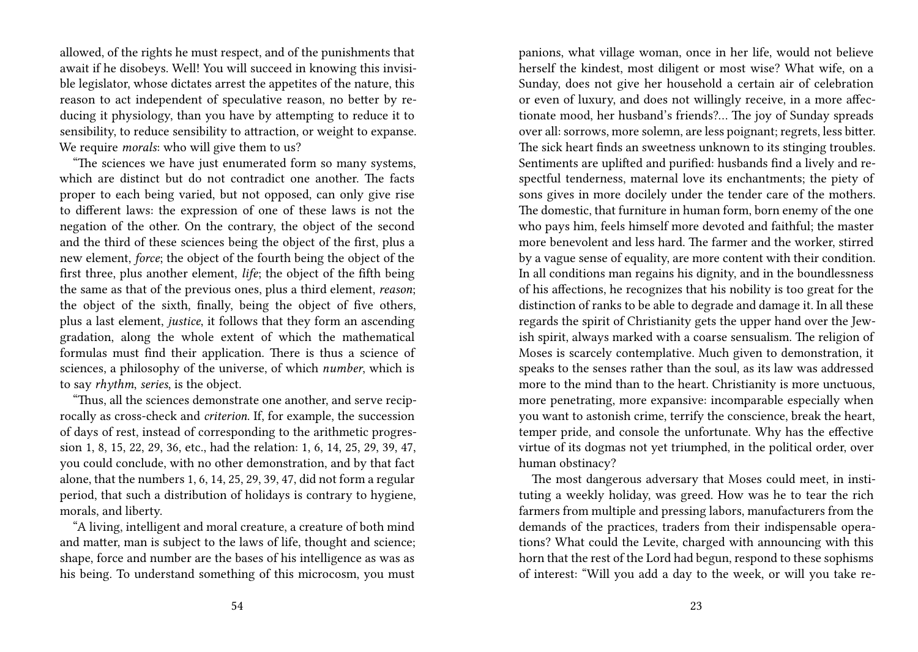allowed, of the rights he must respect, and of the punishments that await if he disobeys. Well! You will succeed in knowing this invisible legislator, whose dictates arrest the appetites of the nature, this reason to act independent of speculative reason, no better by reducing it physiology, than you have by attempting to reduce it to sensibility, to reduce sensibility to attraction, or weight to expanse. We require *morals*: who will give them to us?

"The sciences we have just enumerated form so many systems, which are distinct but do not contradict one another. The facts proper to each being varied, but not opposed, can only give rise to different laws: the expression of one of these laws is not the negation of the other. On the contrary, the object of the second and the third of these sciences being the object of the first, plus a new element, *force*; the object of the fourth being the object of the first three, plus another element, *life*; the object of the fifth being the same as that of the previous ones, plus a third element, *reason*; the object of the sixth, finally, being the object of five others, plus a last element, *justice*, it follows that they form an ascending gradation, along the whole extent of which the mathematical formulas must find their application. There is thus a science of sciences, a philosophy of the universe, of which *number*, which is to say *rhythm*, *series*, is the object.

"Thus, all the sciences demonstrate one another, and serve reciprocally as cross-check and *criterion*. If, for example, the succession of days of rest, instead of corresponding to the arithmetic progression 1, 8, 15, 22, 29, 36, etc., had the relation: 1, 6, 14, 25, 29, 39, 47, you could conclude, with no other demonstration, and by that fact alone, that the numbers 1, 6, 14, 25, 29, 39, 47, did not form a regular period, that such a distribution of holidays is contrary to hygiene, morals, and liberty.

"A living, intelligent and moral creature, a creature of both mind and matter, man is subject to the laws of life, thought and science; shape, force and number are the bases of his intelligence as was as his being. To understand something of this microcosm, you must

panions, what village woman, once in her life, would not believe herself the kindest, most diligent or most wise? What wife, on a Sunday, does not give her household a certain air of celebration or even of luxury, and does not willingly receive, in a more affectionate mood, her husband's friends?… The joy of Sunday spreads over all: sorrows, more solemn, are less poignant; regrets, less bitter. The sick heart finds an sweetness unknown to its stinging troubles. Sentiments are uplifted and purified: husbands find a lively and respectful tenderness, maternal love its enchantments; the piety of sons gives in more docilely under the tender care of the mothers. The domestic, that furniture in human form, born enemy of the one who pays him, feels himself more devoted and faithful; the master more benevolent and less hard. The farmer and the worker, stirred by a vague sense of equality, are more content with their condition. In all conditions man regains his dignity, and in the boundlessness of his affections, he recognizes that his nobility is too great for the distinction of ranks to be able to degrade and damage it. In all these regards the spirit of Christianity gets the upper hand over the Jewish spirit, always marked with a coarse sensualism. The religion of Moses is scarcely contemplative. Much given to demonstration, it speaks to the senses rather than the soul, as its law was addressed more to the mind than to the heart. Christianity is more unctuous, more penetrating, more expansive: incomparable especially when you want to astonish crime, terrify the conscience, break the heart, temper pride, and console the unfortunate. Why has the effective virtue of its dogmas not yet triumphed, in the political order, over human obstinacy?

The most dangerous adversary that Moses could meet, in instituting a weekly holiday, was greed. How was he to tear the rich farmers from multiple and pressing labors, manufacturers from the demands of the practices, traders from their indispensable operations? What could the Levite, charged with announcing with this horn that the rest of the Lord had begun, respond to these sophisms of interest: "Will you add a day to the week, or will you take re-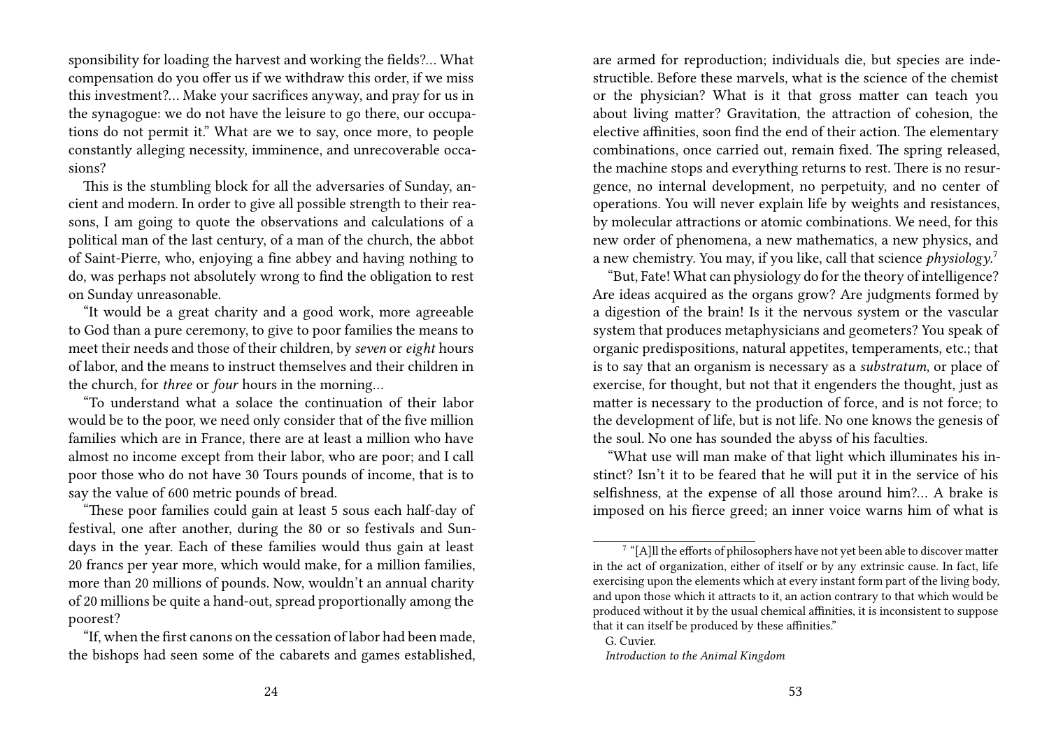sponsibility for loading the harvest and working the fields?… What compensation do you offer us if we withdraw this order, if we miss this investment?… Make your sacrifices anyway, and pray for us in the synagogue: we do not have the leisure to go there, our occupations do not permit it." What are we to say, once more, to people constantly alleging necessity, imminence, and unrecoverable occasions?

This is the stumbling block for all the adversaries of Sunday, ancient and modern. In order to give all possible strength to their reasons, I am going to quote the observations and calculations of a political man of the last century, of a man of the church, the abbot of Saint-Pierre, who, enjoying a fine abbey and having nothing to do, was perhaps not absolutely wrong to find the obligation to rest on Sunday unreasonable.

"It would be a great charity and a good work, more agreeable to God than a pure ceremony, to give to poor families the means to meet their needs and those of their children, by *seven* or *eight* hours of labor, and the means to instruct themselves and their children in the church, for *three* or *four* hours in the morning…

"To understand what a solace the continuation of their labor would be to the poor, we need only consider that of the five million families which are in France, there are at least a million who have almost no income except from their labor, who are poor; and I call poor those who do not have 30 Tours pounds of income, that is to say the value of 600 metric pounds of bread.

"These poor families could gain at least 5 sous each half-day of festival, one after another, during the 80 or so festivals and Sundays in the year. Each of these families would thus gain at least 20 francs per year more, which would make, for a million families, more than 20 millions of pounds. Now, wouldn't an annual charity of 20 millions be quite a hand-out, spread proportionally among the poorest?

"If, when the first canons on the cessation of labor had been made, the bishops had seen some of the cabarets and games established,

are armed for reproduction; individuals die, but species are indestructible. Before these marvels, what is the science of the chemist or the physician? What is it that gross matter can teach you about living matter? Gravitation, the attraction of cohesion, the elective affinities, soon find the end of their action. The elementary combinations, once carried out, remain fixed. The spring released, the machine stops and everything returns to rest. There is no resurgence, no internal development, no perpetuity, and no center of operations. You will never explain life by weights and resistances, by molecular attractions or atomic combinations. We need, for this new order of phenomena, a new mathematics, a new physics, and a new chemistry. You may, if you like, call that science *physiology*.[7]

"But, Fate! What can physiology do for the theory of intelligence? Are ideas acquired as the organs grow? Are judgments formed by a digestion of the brain! Is it the nervous system or the vascular system that produces metaphysicians and geometers? You speak of organic predispositions, natural appetites, temperaments, etc.; that is to say that an organism is necessary as a *substratum*, or place of exercise, for thought, but not that it engenders the thought, just as matter is necessary to the production of force, and is not force; to the development of life, but is not life. No one knows the genesis of the soul. No one has sounded the abyss of his faculties.

"What use will man make of that light which illuminates his instinct? Isn't it to be feared that he will put it in the service of his selfishness, at the expense of all those around him?… A brake is imposed on his fierce greed; an inner voice warns him of what is

---

[7] "[A]ll the efforts of philosophers have not yet been able to discover matter in the act of organization, either of itself or by any extrinsic cause. In fact, life exercising upon the elements which at every instant form part of the living body, and upon those which it attracts to it, an action contrary to that which would be produced without it by the usual chemical affinities, it is inconsistent to suppose that it can itself be produced by these affinities."

G. Cuvier.

*Introduction to the Animal Kingdom*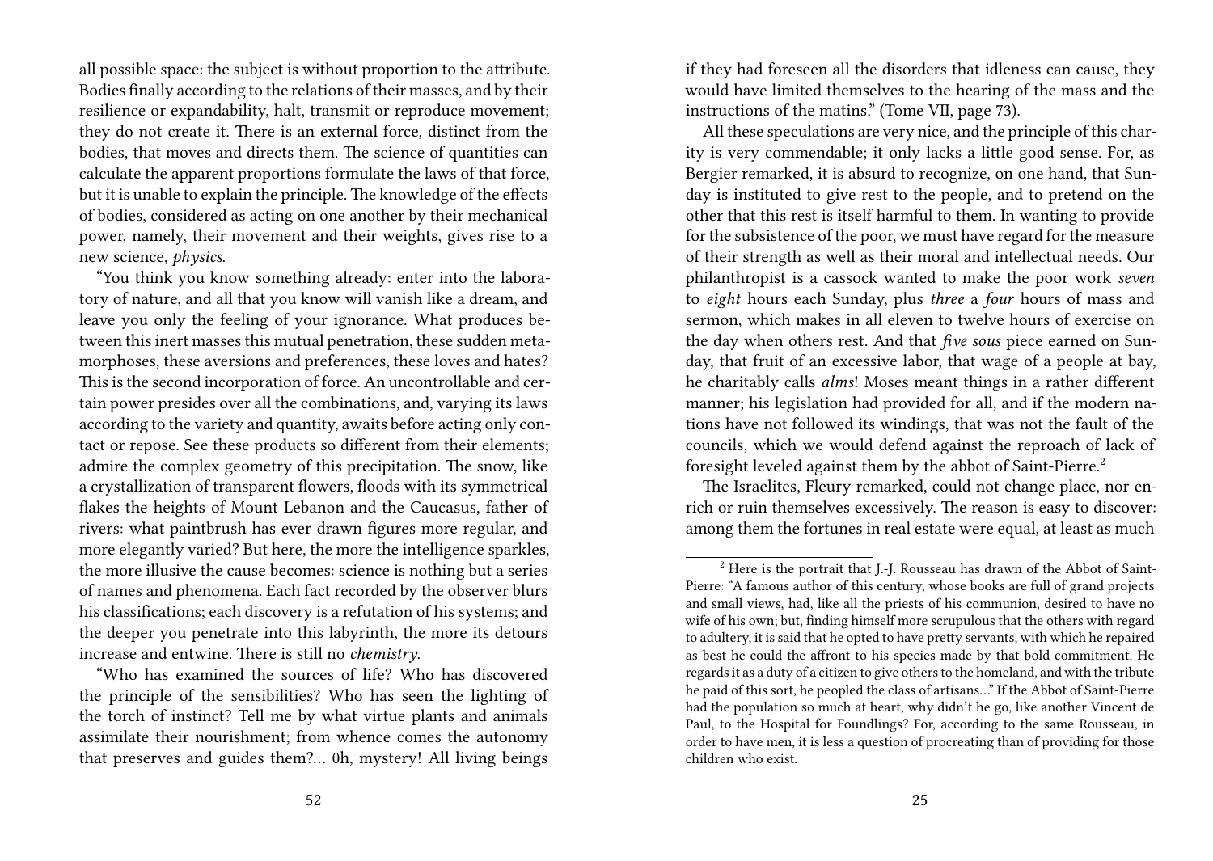all possible space: the subject is without proportion to the attribute. Bodies finally according to the relations of their masses, and by their resilience or expandability, halt, transmit or reproduce movement; they do not create it. There is an external force, distinct from the bodies, that moves and directs them. The science of quantities can calculate the apparent proportions formulate the laws of that force, but it is unable to explain the principle. The knowledge of the effects of bodies, considered as acting on one another by their mechanical power, namely, their movement and their weights, gives rise to a new science, *physics*.

"You think you know something already: enter into the laboratory of nature, and all that you know will vanish like a dream, and leave you only the feeling of your ignorance. What produces between this inert masses this mutual penetration, these sudden metamorphoses, these aversions and preferences, these loves and hates? This is the second incorporation of force. An uncontrollable and certain power presides over all the combinations, and, varying its laws according to the variety and quantity, awaits before acting only contact or repose. See these products so different from their elements; admire the complex geometry of this precipitation. The snow, like a crystallization of transparent flowers, floods with its symmetrical flakes the heights of Mount Lebanon and the Caucasus, father of rivers: what paintbrush has ever drawn figures more regular, and more elegantly varied? But here, the more the intelligence sparkles, the more illusive the cause becomes: science is nothing but a series of names and phenomena. Each fact recorded by the observer blurs his classifications; each discovery is a refutation of his systems; and the deeper you penetrate into this labyrinth, the more its detours increase and entwine. There is still no *chemistry*.

"Who has examined the sources of life? Who has discovered the principle of the sensibilities? Who has seen the lighting of the torch of instinct? Tell me by what virtue plants and animals assimilate their nourishment; from whence comes the autonomy that preserves and guides them?… 0h, mystery! All living beings

if they had foreseen all the disorders that idleness can cause, they would have limited themselves to the hearing of the mass and the instructions of the matins." (Tome VII, page 73).

All these speculations are very nice, and the principle of this charity is very commendable; it only lacks a little good sense. For, as Bergier remarked, it is absurd to recognize, on one hand, that Sunday is instituted to give rest to the people, and to pretend on the other that this rest is itself harmful to them. In wanting to provide for the subsistence of the poor, we must have regard for the measure of their strength as well as their moral and intellectual needs. Our philanthropist is a cassock wanted to make the poor work *seven* to *eight* hours each Sunday, plus *three* a *four* hours of mass and sermon, which makes in all eleven to twelve hours of exercise on the day when others rest. And that *five sous* piece earned on Sunday, that fruit of an excessive labor, that wage of a people at bay, he charitably calls *alms*! Moses meant things in a rather different manner; his legislation had provided for all, and if the modern nations have not followed its windings, that was not the fault of the councils, which we would defend against the reproach of lack of foresight leveled against them by the abbot of Saint-Pierre.[2]

The Israelites, Fleury remarked, could not change place, nor enrich or ruin themselves excessively. The reason is easy to discover: among them the fortunes in real estate were equal, at least as much

[2] Here is the portrait that J.-J. Rousseau has drawn of the Abbot of Saint-Pierre: "A famous author of this century, whose books are full of grand projects and small views, had, like all the priests of his communion, desired to have no wife of his own; but, finding himself more scrupulous that the others with regard to adultery, it is said that he opted to have pretty servants, with which he repaired as best he could the affront to his species made by that bold commitment. He regards it as a duty of a citizen to give others to the homeland, and with the tribute he paid of this sort, he peopled the class of artisans…" If the Abbot of Saint-Pierre had the population so much at heart, why didn't he go, like another Vincent de Paul, to the Hospital for Foundlings? For, according to the same Rousseau, in order to have men, it is less a question of procreating than of providing for those children who exist.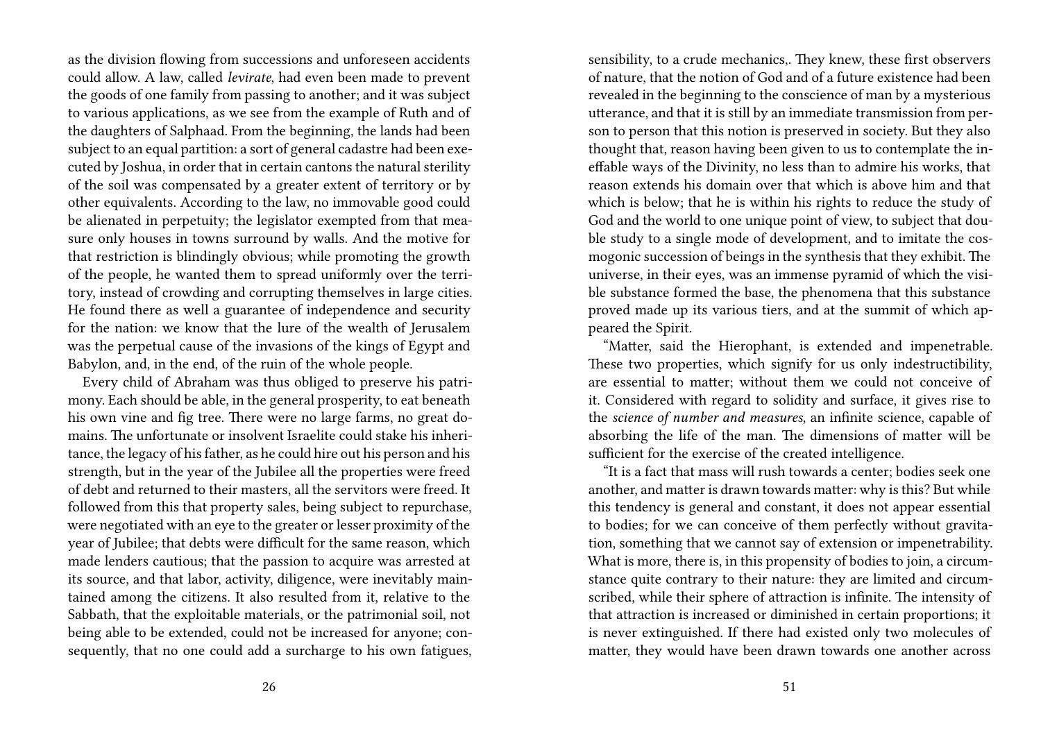as the division flowing from successions and unforeseen accidents could allow. A law, called *levirate*, had even been made to prevent the goods of one family from passing to another; and it was subject to various applications, as we see from the example of Ruth and of the daughters of Salphaad. From the beginning, the lands had been subject to an equal partition: a sort of general cadastre had been executed by Joshua, in order that in certain cantons the natural sterility of the soil was compensated by a greater extent of territory or by other equivalents. According to the law, no immovable good could be alienated in perpetuity; the legislator exempted from that measure only houses in towns surround by walls. And the motive for that restriction is blindingly obvious; while promoting the growth of the people, he wanted them to spread uniformly over the territory, instead of crowding and corrupting themselves in large cities. He found there as well a guarantee of independence and security for the nation: we know that the lure of the wealth of Jerusalem was the perpetual cause of the invasions of the kings of Egypt and Babylon, and, in the end, of the ruin of the whole people.

Every child of Abraham was thus obliged to preserve his patrimony. Each should be able, in the general prosperity, to eat beneath his own vine and fig tree. There were no large farms, no great domains. The unfortunate or insolvent Israelite could stake his inheritance, the legacy of his father, as he could hire out his person and his strength, but in the year of the Jubilee all the properties were freed of debt and returned to their masters, all the servitors were freed. It followed from this that property sales, being subject to repurchase, were negotiated with an eye to the greater or lesser proximity of the year of Jubilee; that debts were difficult for the same reason, which made lenders cautious; that the passion to acquire was arrested at its source, and that labor, activity, diligence, were inevitably maintained among the citizens. It also resulted from it, relative to the Sabbath, that the exploitable materials, or the patrimonial soil, not being able to be extended, could not be increased for anyone; consequently, that no one could add a surcharge to his own fatigues,

sensibility, to a crude mechanics,. They knew, these first observers of nature, that the notion of God and of a future existence had been revealed in the beginning to the conscience of man by a mysterious utterance, and that it is still by an immediate transmission from person to person that this notion is preserved in society. But they also thought that, reason having been given to us to contemplate the ineffable ways of the Divinity, no less than to admire his works, that reason extends his domain over that which is above him and that which is below; that he is within his rights to reduce the study of God and the world to one unique point of view, to subject that double study to a single mode of development, and to imitate the cosmogonic succession of beings in the synthesis that they exhibit. The universe, in their eyes, was an immense pyramid of which the visible substance formed the base, the phenomena that this substance proved made up its various tiers, and at the summit of which appeared the Spirit.

"Matter, said the Hierophant, is extended and impenetrable. These two properties, which signify for us only indestructibility, are essential to matter; without them we could not conceive of it. Considered with regard to solidity and surface, it gives rise to the *science of number and measures*, an infinite science, capable of absorbing the life of the man. The dimensions of matter will be sufficient for the exercise of the created intelligence.

"It is a fact that mass will rush towards a center; bodies seek one another, and matter is drawn towards matter: why is this? But while this tendency is general and constant, it does not appear essential to bodies; for we can conceive of them perfectly without gravitation, something that we cannot say of extension or impenetrability. What is more, there is, in this propensity of bodies to join, a circumstance quite contrary to their nature: they are limited and circumscribed, while their sphere of attraction is infinite. The intensity of that attraction is increased or diminished in certain proportions; it is never extinguished. If there had existed only two molecules of matter, they would have been drawn towards one another across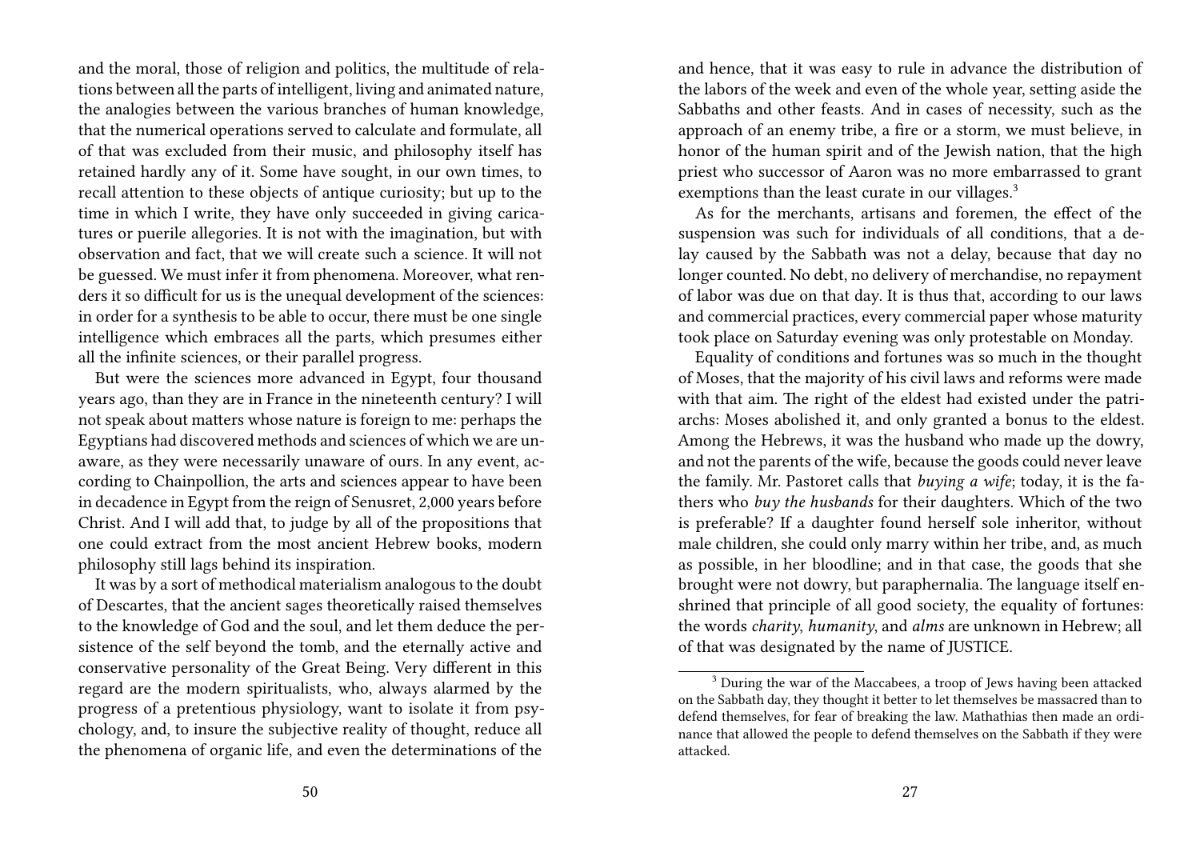and the moral, those of religion and politics, the multitude of relations between all the parts of intelligent, living and animated nature, the analogies between the various branches of human knowledge, that the numerical operations served to calculate and formulate, all of that was excluded from their music, and philosophy itself has retained hardly any of it. Some have sought, in our own times, to recall attention to these objects of antique curiosity; but up to the time in which I write, they have only succeeded in giving caricatures or puerile allegories. It is not with the imagination, but with observation and fact, that we will create such a science. It will not be guessed. We must infer it from phenomena. Moreover, what renders it so difficult for us is the unequal development of the sciences: in order for a synthesis to be able to occur, there must be one single intelligence which embraces all the parts, which presumes either all the infinite sciences, or their parallel progress.

But were the sciences more advanced in Egypt, four thousand years ago, than they are in France in the nineteenth century? I will not speak about matters whose nature is foreign to me: perhaps the Egyptians had discovered methods and sciences of which we are unaware, as they were necessarily unaware of ours. In any event, according to Chainpollion, the arts and sciences appear to have been in decadence in Egypt from the reign of Senusret, 2,000 years before Christ. And I will add that, to judge by all of the propositions that one could extract from the most ancient Hebrew books, modern philosophy still lags behind its inspiration.

It was by a sort of methodical materialism analogous to the doubt of Descartes, that the ancient sages theoretically raised themselves to the knowledge of God and the soul, and let them deduce the persistence of the self beyond the tomb, and the eternally active and conservative personality of the Great Being. Very different in this regard are the modern spiritualists, who, always alarmed by the progress of a pretentious physiology, want to isolate it from psychology, and, to insure the subjective reality of thought, reduce all the phenomena of organic life, and even the determinations of the

and hence, that it was easy to rule in advance the distribution of the labors of the week and even of the whole year, setting aside the Sabbaths and other feasts. And in cases of necessity, such as the approach of an enemy tribe, a fire or a storm, we must believe, in honor of the human spirit and of the Jewish nation, that the high priest who successor of Aaron was no more embarrassed to grant exemptions than the least curate in our villages.[3]

As for the merchants, artisans and foremen, the effect of the suspension was such for individuals of all conditions, that a delay caused by the Sabbath was not a delay, because that day no longer counted. No debt, no delivery of merchandise, no repayment of labor was due on that day. It is thus that, according to our laws and commercial practices, every commercial paper whose maturity took place on Saturday evening was only protestable on Monday.

Equality of conditions and fortunes was so much in the thought of Moses, that the majority of his civil laws and reforms were made with that aim. The right of the eldest had existed under the patriarchs: Moses abolished it, and only granted a bonus to the eldest. Among the Hebrews, it was the husband who made up the dowry, and not the parents of the wife, because the goods could never leave the family. Mr. Pastoret calls that *buying a wife*; today, it is the fathers who *buy the husbands* for their daughters. Which of the two is preferable? If a daughter found herself sole inheritor, without male children, she could only marry within her tribe, and, as much as possible, in her bloodline; and in that case, the goods that she brought were not dowry, but paraphernalia. The language itself enshrined that principle of all good society, the equality of fortunes: the words *charity*, *humanity*, and *alms* are unknown in Hebrew; all of that was designated by the name of JUSTICE.

[3] During the war of the Maccabees, a troop of Jews having been attacked on the Sabbath day, they thought it better to let themselves be massacred than to defend themselves, for fear of breaking the law. Mathathias then made an ordinance that allowed the people to defend themselves on the Sabbath if they were attacked.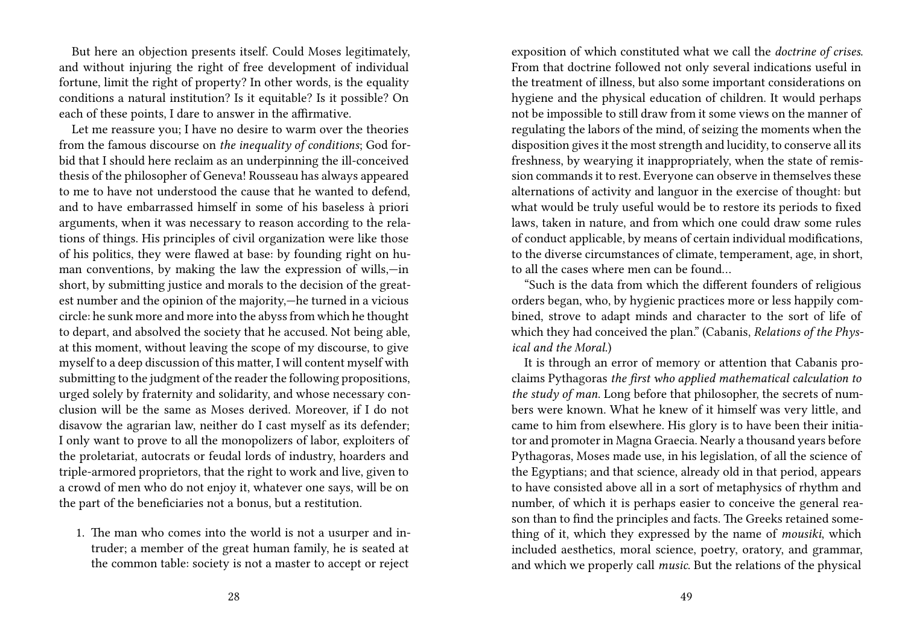But here an objection presents itself. Could Moses legitimately, and without injuring the right of free development of individual fortune, limit the right of property? In other words, is the equality conditions a natural institution? Is it equitable? Is it possible? On each of these points, I dare to answer in the affirmative.

Let me reassure you; I have no desire to warm over the theories from the famous discourse on *the inequality of conditions*; God forbid that I should here reclaim as an underpinning the ill-conceived thesis of the philosopher of Geneva! Rousseau has always appeared to me to have not understood the cause that he wanted to defend, and to have embarrassed himself in some of his baseless à priori arguments, when it was necessary to reason according to the relations of things. His principles of civil organization were like those of his politics, they were flawed at base: by founding right on human conventions, by making the law the expression of wills,—in short, by submitting justice and morals to the decision of the greatest number and the opinion of the majority,—he turned in a vicious circle: he sunk more and more into the abyss from which he thought to depart, and absolved the society that he accused. Not being able, at this moment, without leaving the scope of my discourse, to give myself to a deep discussion of this matter, I will content myself with submitting to the judgment of the reader the following propositions, urged solely by fraternity and solidarity, and whose necessary conclusion will be the same as Moses derived. Moreover, if I do not disavow the agrarian law, neither do I cast myself as its defender; I only want to prove to all the monopolizers of labor, exploiters of the proletariat, autocrats or feudal lords of industry, hoarders and triple-armored proprietors, that the right to work and live, given to a crowd of men who do not enjoy it, whatever one says, will be on the part of the beneficiaries not a bonus, but a restitution.

1. The man who comes into the world is not a usurper and intruder; a member of the great human family, he is seated at the common table: society is not a master to accept or reject

exposition of which constituted what we call the *doctrine of crises*. From that doctrine followed not only several indications useful in the treatment of illness, but also some important considerations on hygiene and the physical education of children. It would perhaps not be impossible to still draw from it some views on the manner of regulating the labors of the mind, of seizing the moments when the disposition gives it the most strength and lucidity, to conserve all its freshness, by wearying it inappropriately, when the state of remission commands it to rest. Everyone can observe in themselves these alternations of activity and languor in the exercise of thought: but what would be truly useful would be to restore its periods to some fixed laws, taken in nature, and from which one could draw some rules of conduct applicable, by means of certain individual modifications, to the diverse circumstances of climate, temperament, age, in short, to all the cases where men can be found…

"Such is the data from which the different founders of religious orders began, who, by hygienic practices more or less happily combined, strove to adapt minds and character to the sort of life of which they had conceived the plan." (Cabanis, *Relations of the Physical and the Moral.*)

It is through an error of memory or attention that Cabanis proclaims Pythagoras *the first who applied mathematical calculation to the study of man*. Long before that philosopher, the secrets of numbers were known. What he knew of it himself was very little, and came to him from elsewhere. His glory is to have been their initiator and promoter in Magna Graecia. Nearly a thousand years before Pythagoras, Moses made use, in his legislation, of all the science of the Egyptians; and that science, already old in that period, appears to have consisted above all in a sort of metaphysics of rhythm and number, of which it is perhaps easier to conceive the general reason than to find the principles and facts. The Greeks retained something of it, which they expressed by the name of *mousiki*, which included aesthetics, moral science, poetry, oratory, and grammar, and which we properly call *music*. But the relations of the physical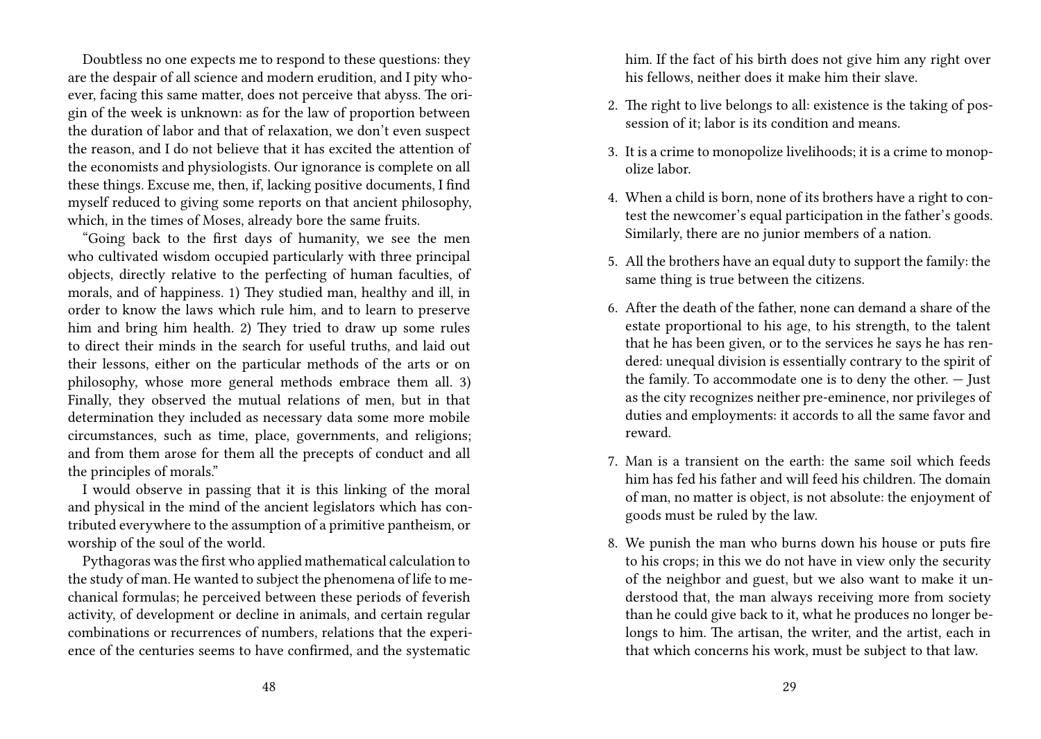Doubtless no one expects me to respond to these questions: they are the despair of all science and modern erudition, and I pity whoever, facing this same matter, does not perceive that abyss. The origin of the week is unknown: as for the law of proportion between the duration of labor and that of relaxation, we don't even suspect the reason, and I do not believe that it has excited the attention of the economists and physiologists. Our ignorance is complete on all these things. Excuse me, then, if, lacking positive documents, I find myself reduced to giving some reports on that ancient philosophy, which, in the times of Moses, already bore the same fruits.

"Going back to the first days of humanity, we see the men who cultivated wisdom occupied particularly with three principal objects, directly relative to the perfecting of human faculties, of morals, and of happiness. 1) They studied man, healthy and ill, in order to know the laws which rule him, and to learn to preserve him and bring him health. 2) They tried to draw up some rules to direct their minds in the search for useful truths, and laid out their lessons, either on the particular methods of the arts or on philosophy, whose more general methods embrace them all. 3) Finally, they observed the mutual relations of men, but in that determination they included as necessary data some more mobile circumstances, such as time, place, governments, and religions; and from them arose for them all the precepts of conduct and all the principles of morals."

I would observe in passing that it is this linking of the moral and physical in the mind of the ancient legislators which has contributed everywhere to the assumption of a primitive pantheism, or worship of the soul of the world.

Pythagoras was the first who applied mathematical calculation to the study of man. He wanted to subject the phenomena of life to mechanical formulas; he perceived between these periods of feverish activity, of development or decline in animals, and certain regular combinations or recurrences of numbers, relations that the experience of the centuries seems to have confirmed, and the systematic

him. If the fact of his birth does not give him any right over his fellows, neither does it make him their slave.

2. The right to live belongs to all: existence is the taking of possession of it; labor is its condition and means.
3. It is a crime to monopolize livelihoods; it is a crime to monopolize labor.
4. When a child is born, none of its brothers have a right to contest the newcomer's equal participation in the father's goods. Similarly, there are no junior members of a nation.
5. All the brothers have an equal duty to support the family: the same thing is true between the citizens.
6. After the death of the father, none can demand a share of the estate proportional to his age, to his strength, to the talent that he has been given, or to the services he says he has rendered: unequal division is essentially contrary to the spirit of the family. To accommodate one is to deny the other. — Just as the city recognizes neither pre-eminence, nor privileges of duties and employments: it accords to all the same favor and reward.
7. Man is a transient on the earth: the same soil which feeds him has fed his father and will feed his children. The domain of man, no matter is object, is not absolute: the enjoyment of goods must be ruled by the law.
8. We punish the man who burns down his house or puts fire to his crops; in this we do not have in view only the security of the neighbor and guest, but we also want to make it understood that, the man always receiving more from society than he could give back to it, what he produces no longer belongs to him. The artisan, the writer, and the artist, each in that which concerns his work, must be subject to that law.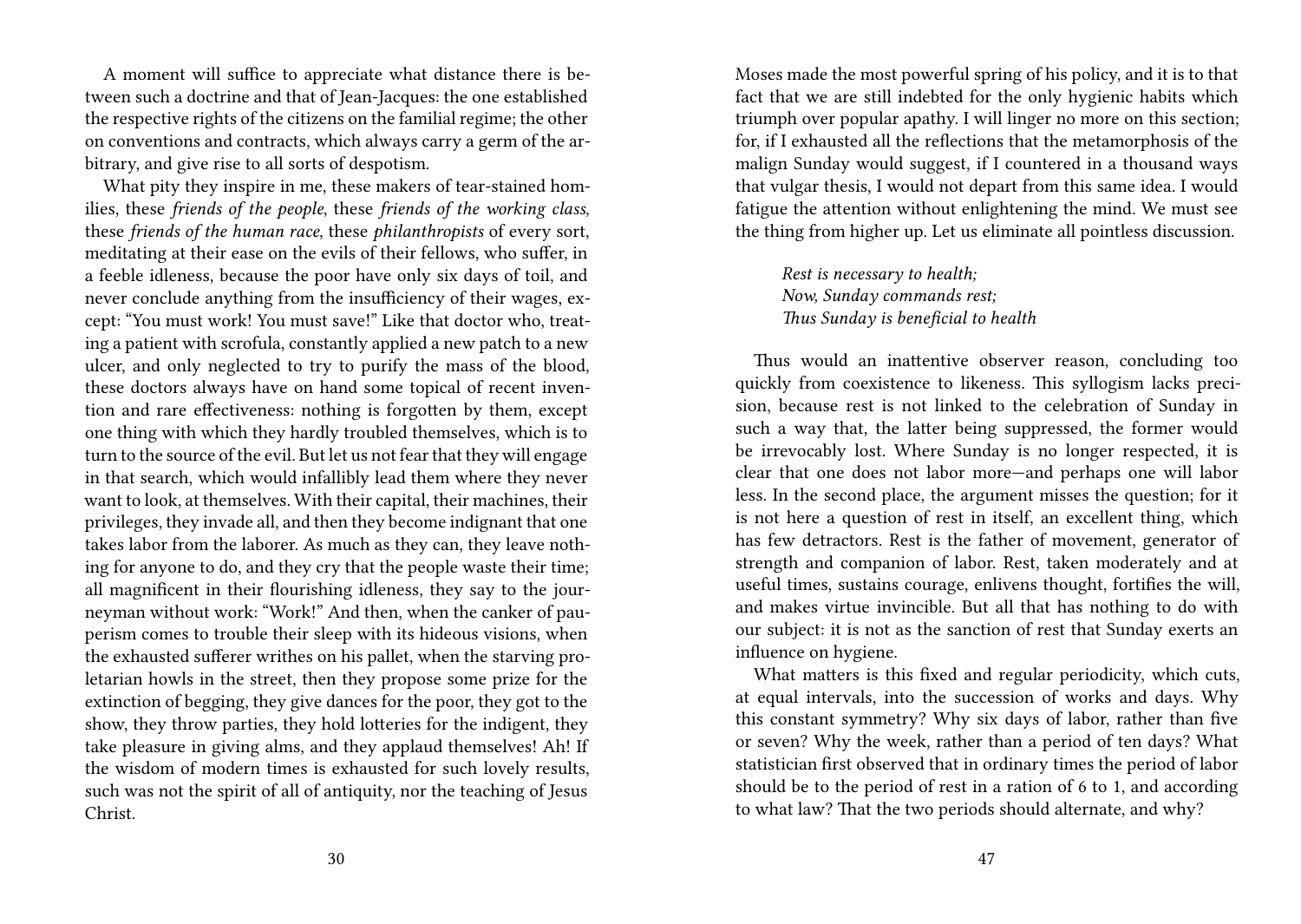A moment will suffice to appreciate what distance there is between such a doctrine and that of Jean-Jacques: the one established the respective rights of the citizens on the familial regime; the other on conventions and contracts, which always carry a germ of the arbitrary, and give rise to all sorts of despotism.

What pity they inspire in me, these makers of tear-stained homilies, these *friends of the people*, these *friends of the working class*, these *friends of the human race*, these *philanthropists* of every sort, meditating at their ease on the evils of their fellows, who suffer, in a feeble idleness, because the poor have only six days of toil, and never conclude anything from the insufficiency of their wages, except: "You must work! You must save!" Like that doctor who, treating a patient with scrofula, constantly applied a new patch to a new ulcer, and only neglected to try to purify the mass of the blood, these doctors always have on hand some topical of recent invention and rare effectiveness: nothing is forgotten by them, except one thing with which they hardly troubled themselves, which is to turn to the source of the evil. But let us not fear that they will engage in that search, which would infallibly lead them where they never want to look, at themselves. With their capital, their machines, their privileges, they invade all, and then they become indignant that one takes labor from the laborer. As much as they can, they leave nothing for anyone to do, and they cry that the people waste their time; all magnificent in their flourishing idleness, they say to the journeyman without work: "Work!" And then, when the canker of pauperism comes to trouble their sleep with its hideous visions, when the exhausted sufferer writhes on his pallet, when the starving proletarian howls in the street, then they propose some prize for the extinction of begging, they give dances for the poor, they got to the show, they throw parties, they hold lotteries for the indigent, they take pleasure in giving alms, and they applaud themselves! Ah! If the wisdom of modern times is exhausted for such lovely results, such was not the spirit of all of antiquity, nor the teaching of Jesus Christ.

Moses made the most powerful spring of his policy, and it is to that fact that we are still indebted for the only hygienic habits which triumph over popular apathy. I will linger no more on this section; for, if I exhausted all the reflections that the metamorphosis of the malign Sunday would suggest, if I countered in a thousand ways that vulgar thesis, I would not depart from this same idea. I would fatigue the attention without enlightening the mind. We must see the thing from higher up. Let us eliminate all pointless discussion.

> *Rest is necessary to health;*
> *Now, Sunday commands rest;*
> *Thus Sunday is beneficial to health*

Thus would an inattentive observer reason, concluding too quickly from coexistence to likeness. This syllogism lacks precision, because rest is not linked to the celebration of Sunday in such a way that, the latter being suppressed, the former would be irrevocably lost. Where Sunday is no longer respected, it is clear that one does not labor more—and perhaps one will labor less. In the second place, the argument misses the question; for it is not here a question of rest in itself, an excellent thing, which has few detractors. Rest is the father of movement, generator of strength and companion of labor. Rest, taken moderately and at useful times, sustains courage, enlivens thought, fortifies the will, and makes virtue invincible. But all that has nothing to do with our subject: it is not as the sanction of rest that Sunday exerts an influence on hygiene.

What matters is this fixed and regular periodicity, which cuts, at equal intervals, into the succession of works and days. Why this constant symmetry? Why six days of labor, rather than five or seven? Why the week, rather than a period of ten days? What statistician first observed that in ordinary times the period of labor should be to the period of rest in a ration of 6 to 1, and according to what law? That the two periods should alternate, and why?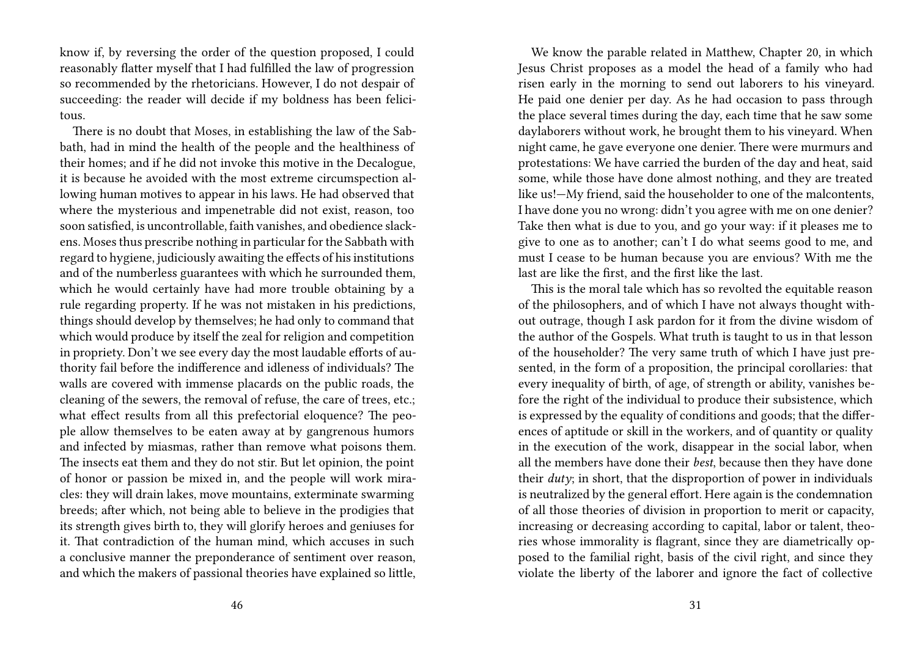know if, by reversing the order of the question proposed, I could reasonably flatter myself that I had fulfilled the law of progression so recommended by the rhetoricians. However, I do not despair of succeeding: the reader will decide if my boldness has been felicitous.

There is no doubt that Moses, in establishing the law of the Sabbath, had in mind the health of the people and the healthiness of their homes; and if he did not invoke this motive in the Decalogue, it is because he avoided with the most extreme circumspection allowing human motives to appear in his laws. He had observed that where the mysterious and impenetrable did not exist, reason, too soon satisfied, is uncontrollable, faith vanishes, and obedience slackens. Moses thus prescribe nothing in particular for the Sabbath with regard to hygiene, judiciously awaiting the effects of his institutions and of the numberless guarantees with which he surrounded them, which he would certainly have had more trouble obtaining by a rule regarding property. If he was not mistaken in his predictions, things should develop by themselves; he had only to command that which would produce by itself the zeal for religion and competition in propriety. Don't we see every day the most laudable efforts of authority fail before the indifference and idleness of individuals? The walls are covered with immense placards on the public roads, the cleaning of the sewers, the removal of refuse, the care of trees, etc.; what effect results from all this prefectorial eloquence? The people allow themselves to be eaten away at by gangrenous humors and infected by miasmas, rather than remove what poisons them. The insects eat them and they do not stir. But let opinion, the point of honor or passion be mixed in, and the people will work miracles: they will drain lakes, move mountains, exterminate swarming breeds; after which, not being able to believe in the prodigies that its strength gives birth to, they will glorify heroes and geniuses for it. That contradiction of the human mind, which accuses in such a conclusive manner the preponderance of sentiment over reason, and which the makers of passional theories have explained so little,

We know the parable related in Matthew, Chapter 20, in which Jesus Christ proposes as a model the head of a family who had risen early in the morning to send out laborers to his vineyard. He paid one denier per day. As he had occasion to pass through the place several times during the day, each time that he saw some daylaborers without work, he brought them to his vineyard. When night came, he gave everyone one denier. There were murmurs and protestations: We have carried the burden of the day and heat, said some, while those have done almost nothing, and they are treated like us!—My friend, said the householder to one of the malcontents, I have done you no wrong: didn't you agree with me on one denier? Take then what is due to you, and go your way: if it pleases me to give to one as to another; can't I do what seems good to me, and must I cease to be human because you are envious? With me the last are like the first, and the first like the last.

This is the moral tale which has so revolted the equitable reason of the philosophers, and of which I have not always thought without outrage, though I ask pardon for it from the divine wisdom of the author of the Gospels. What truth is taught to us in that lesson of the householder? The very same truth of which I have just presented, in the form of a proposition, the principal corollaries: that every inequality of birth, of age, of strength or ability, vanishes before the right of the individual to produce their subsistence, which is expressed by the equality of conditions and goods; that the differences of aptitude or skill in the workers, and of quantity or quality in the execution of the work, disappear in the social labor, when all the members have done their *best*, because then they have done their *duty*; in short, that the disproportion of power in individuals is neutralized by the general effort. Here again is the condemnation of all those theories of division in proportion to merit or capacity, increasing or decreasing according to capital, labor or talent, theories whose immorality is flagrant, since they are diametrically opposed to the familial right, basis of the civil right, and since they violate the liberty of the laborer and ignore the fact of collective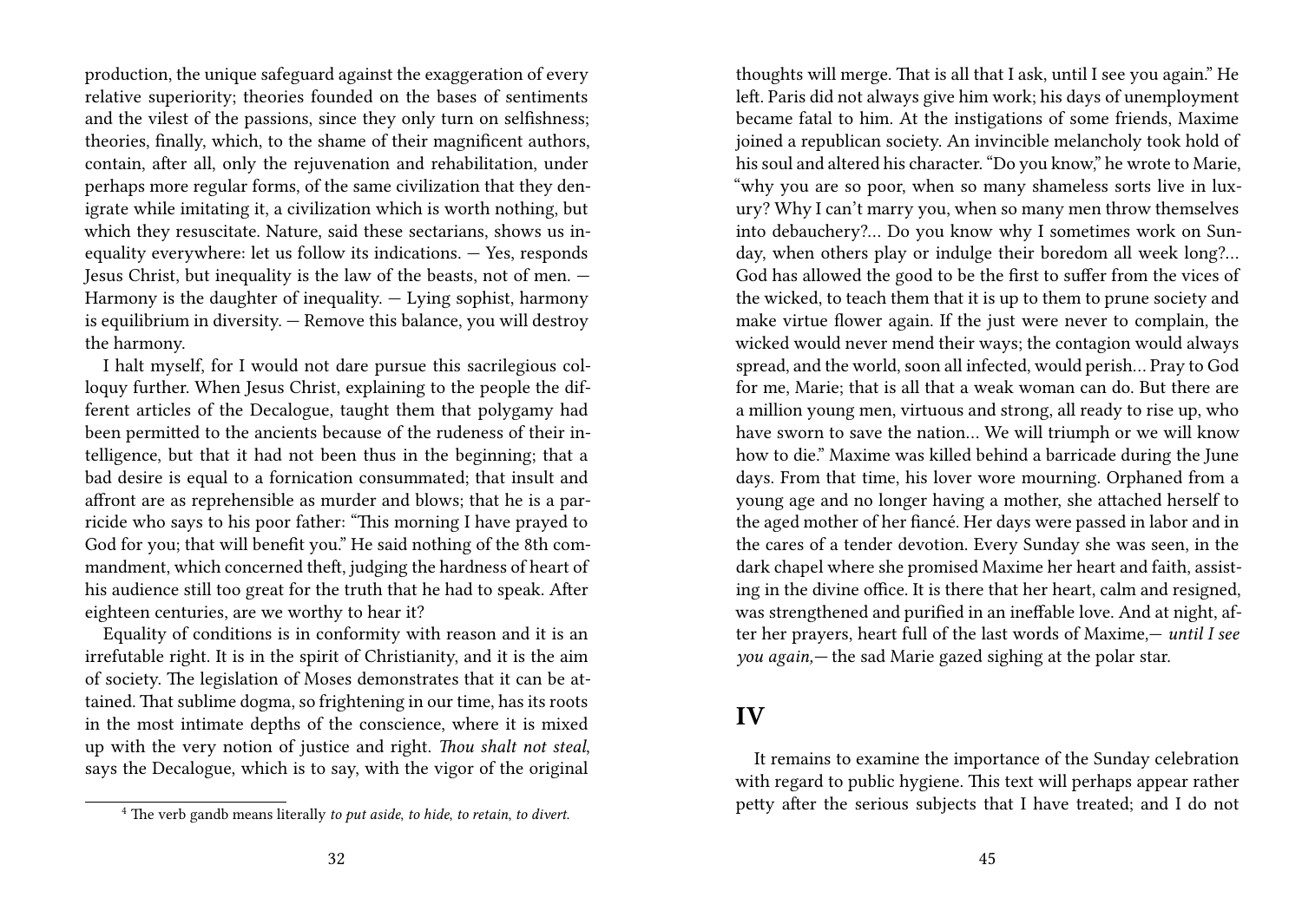production, the unique safeguard against the exaggeration of every relative superiority; theories founded on the bases of sentiments and the vilest of the passions, since they only turn on selfishness; theories, finally, which, to the shame of their magnificent authors, contain, after all, only the rejuvenation and rehabilitation, under perhaps more regular forms, of the same civilization that they denigrate while imitating it, a civilization which is worth nothing, but which they resuscitate. Nature, said these sectarians, shows us inequality everywhere: let us follow its indications. — Yes, responds Jesus Christ, but inequality is the law of the beasts, not of men. — Harmony is the daughter of inequality. — Lying sophist, harmony is equilibrium in diversity. — Remove this balance, you will destroy the harmony.

I halt myself, for I would not dare pursue this sacrilegious colloquy further. When Jesus Christ, explaining to the people the different articles of the Decalogue, taught them that polygamy had been permitted to the ancients because of the rudeness of their intelligence, but that it had not been thus in the beginning; that a bad desire is equal to a fornication consummated; that insult and affront are as reprehensible as murder and blows; that he is a parricide who says to his poor father: "This morning I have prayed to God for you; that will benefit you." He said nothing of the 8th commandment, which concerned theft, judging the hardness of heart of his audience still too great for the truth that he had to speak. After eighteen centuries, are we worthy to hear it?

Equality of conditions is in conformity with reason and it is an irrefutable right. It is in the spirit of Christianity, and it is the aim of society. The legislation of Moses demonstrates that it can be attained. That sublime dogma, so frightening in our time, has its roots in the most intimate depths of the conscience, where it is mixed up with the very notion of justice and right. *Thou shalt not steal*, says the Decalogue, which is to say, with the vigor of the original

[4] The verb gandb means literally *to put aside, to hide, to retain, to divert.*

thoughts will merge. That is all that I ask, until I see you again." He left. Paris did not always give him work; his days of unemployment became fatal to him. At the instigations of some friends, Maxime joined a republican society. An invincible melancholy took hold of his soul and altered his character. "Do you know," he wrote to Marie, "why you are so poor, when so many shameless sorts live in luxury? Why I can't marry you, when so many men throw themselves into debauchery?… Do you know why I sometimes work on Sunday, when others play or indulge their boredom all week long?… God has allowed the good to be the first to suffer from the vices of the wicked, to teach them that it is up to them to prune society and make virtue flower again. If the just were never to complain, the wicked would never mend their ways; the contagion would always spread, and the world, soon all infected, would perish… Pray to God for me, Marie; that is all that a weak woman can do. But there are a million young men, virtuous and strong, all ready to rise up, who have sworn to save the nation… We will triumph or we will know how to die." Maxime was killed behind a barricade during the June days. From that time, his lover wore mourning. Orphaned from a young age and no longer having a mother, she attached herself to the aged mother of her fiancé. Her days were passed in labor and in the cares of a tender devotion. Every Sunday she was seen, in the dark chapel where she promised Maxime her heart and faith, assisting in the divine office. It is there that her heart, calm and resigned, was strengthened and purified in an ineffable love. And at night, after her prayers, heart full of the last words of Maxime,— *until I see you again,*— the sad Marie gazed sighing at the polar star.

## IV

It remains to examine the importance of the Sunday celebration with regard to public hygiene. This text will perhaps appear rather petty after the serious subjects that I have treated; and I do not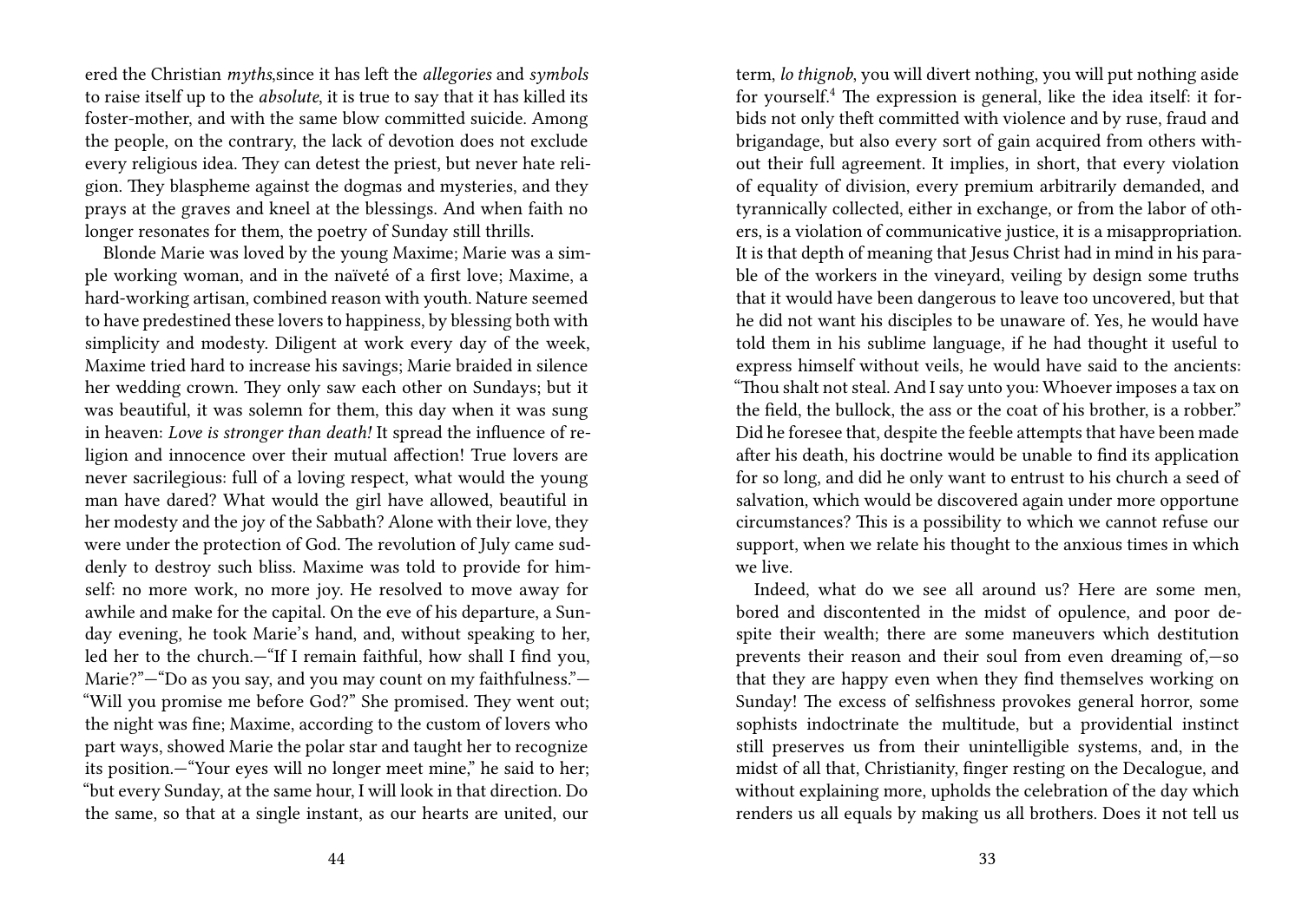ered the Christian *myths*,since it has left the *allegories* and *symbols* to raise itself up to the *absolute*, it is true to say that it has killed its foster-mother, and with the same blow committed suicide. Among the people, on the contrary, the lack of devotion does not exclude every religious idea. They can detest the priest, but never hate religion. They blaspheme against the dogmas and mysteries, and they prays at the graves and kneel at the blessings. And when faith no longer resonates for them, the poetry of Sunday still thrills.

Blonde Marie was loved by the young Maxime; Marie was a simple working woman, and in the naïveté of a first love; Maxime, a hard-working artisan, combined reason with youth. Nature seemed to have predestined these lovers to happiness, by blessing both with simplicity and modesty. Diligent at work every day of the week, Maxime tried hard to increase his savings; Marie braided in silence her wedding crown. They only saw each other on Sundays; but it was beautiful, it was solemn for them, this day when it was sung in heaven: *Love is stronger than death!* It spread the influence of religion and innocence over their mutual affection! True lovers are never sacrilegious: full of a loving respect, what would the young man have dared? What would the girl have allowed, beautiful in her modesty and the joy of the Sabbath? Alone with their love, they were under the protection of God. The revolution of July came suddenly to destroy such bliss. Maxime was told to provide for himself: no more work, no more joy. He resolved to move away for awhile and make for the capital. On the eve of his departure, a Sunday evening, he took Marie's hand, and, without speaking to her, led her to the church.—"If I remain faithful, how shall I find you, Marie?"—"Do as you say, and you may count on my faithfulness."—"Will you promise me before God?" She promised. They went out; the night was fine; Maxime, according to the custom of lovers who part ways, showed Marie the polar star and taught her to recognize its position.—"Your eyes will no longer meet mine," he said to her; "but every Sunday, at the same hour, I will look in that direction. Do the same, so that at a single instant, as our hearts are united, our

term, *lo thignob*, you will divert nothing, you will put nothing aside for yourself.[4] The expression is general, like the idea itself: it forbids not only theft committed with violence and by ruse, fraud and brigandage, but also every sort of gain acquired from others without their full agreement. It implies, in short, that every violation of equality of division, every premium arbitrarily demanded, and tyrannically collected, either in exchange, or from the labor of others, is a violation of communicative justice, it is a misappropriation. It is that depth of meaning that Jesus Christ had in mind in his parable of the workers in the vineyard, veiling by design some truths that it would have been dangerous to leave too uncovered, but that he did not want his disciples to be unaware of. Yes, he would have told them in his sublime language, if he had thought it useful to express himself without veils, he would have said to the ancients: "Thou shalt not steal. And I say unto you: Whoever imposes a tax on the field, the bullock, the ass or the coat of his brother, is a robber." Did he foresee that, despite the feeble attempts that have been made after his death, his doctrine would be unable to find its application for so long, and did he only want to entrust to his church a seed of salvation, which would be discovered again under more opportune circumstances? This is a possibility to which we cannot refuse our support, when we relate his thought to the anxious times in which we live.

Indeed, what do we see all around us? Here are some men, bored and discontented in the midst of opulence, and poor despite their wealth; there are some maneuvers which destitution prevents their reason and their soul from even dreaming of,—so that they are happy even when they find themselves working on Sunday! The excess of selfishness provokes general horror, some sophists indoctrinate the multitude, but a providential instinct still preserves us from their unintelligible systems, and, in the midst of all that, Christianity, finger resting on the Decalogue, and without explaining more, upholds the celebration of the day which renders us all equals by making us all brothers. Does it not tell us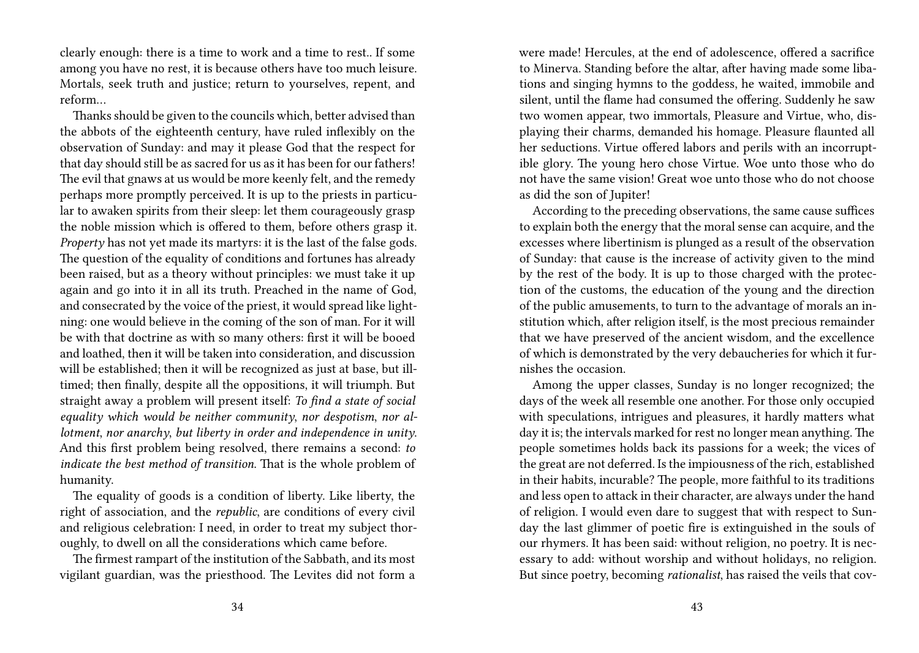clearly enough: there is a time to work and a time to rest.. If some among you have no rest, it is because others have too much leisure. Mortals, seek truth and justice; return to yourselves, repent, and reform…

Thanks should be given to the councils which, better advised than the abbots of the eighteenth century, have ruled inflexibly on the observation of Sunday: and may it please God that the respect for that day should still be as sacred for us as it has been for our fathers! The evil that gnaws at us would be more keenly felt, and the remedy perhaps more promptly perceived. It is up to the priests in particular to awaken spirits from their sleep: let them courageously grasp the noble mission which is offered to them, before others grasp it. *Property* has not yet made its martyrs: it is the last of the false gods. The question of the equality of conditions and fortunes has already been raised, but as a theory without principles: we must take it up again and go into it in all its truth. Preached in the name of God, and consecrated by the voice of the priest, it would spread like lightning: one would believe in the coming of the son of man. For it will be with that doctrine as with so many others: first it will be booed and loathed, then it will be taken into consideration, and discussion will be established; then it will be recognized as just at base, but ill-timed; then finally, despite all the oppositions, it will triumph. But straight away a problem will present itself: *To find a state of social equality which would be neither community, nor despotism, nor allotment, nor anarchy, but liberty in order and independence in unity.* And this first problem being resolved, there remains a second: *to indicate the best method of transition.* That is the whole problem of humanity.

The equality of goods is a condition of liberty. Like liberty, the right of association, and the *republic*, are conditions of every civil and religious celebration: I need, in order to treat my subject thoroughly, to dwell on all the considerations which came before.

The firmest rampart of the institution of the Sabbath, and its most vigilant guardian, was the priesthood. The Levites did not form a

were made! Hercules, at the end of adolescence, offered a sacrifice to Minerva. Standing before the altar, after having made some libations and singing hymns to the goddess, he waited, immobile and silent, until the flame had consumed the offering. Suddenly he saw two women appear, two immortals, Pleasure and Virtue, who, displaying their charms, demanded his homage. Pleasure flaunted all her seductions. Virtue offered labors and perils with an incorruptible glory. The young hero chose Virtue. Woe unto those who do not have the same vision! Great woe unto those who do not choose as did the son of Jupiter!

According to the preceding observations, the same cause suffices to explain both the energy that the moral sense can acquire, and the excesses where libertinism is plunged as a result of the observation of Sunday: that cause is the increase of activity given to the mind by the rest of the body. It is up to those charged with the protection of the customs, the education of the young and the direction of the public amusements, to turn to the advantage of morals an institution which, after religion itself, is the most precious remainder that we have preserved of the ancient wisdom, and the excellence of which is demonstrated by the very debaucheries for which it furnishes the occasion.

Among the upper classes, Sunday is no longer recognized; the days of the week all resemble one another. For those only occupied with speculations, intrigues and pleasures, it hardly matters what day it is; the intervals marked for rest no longer mean anything. The people sometimes holds back its passions for a week; the vices of the great are not deferred. Is the impiousness of the rich, established in their habits, incurable? The people, more faithful to its traditions and less open to attack in their character, are always under the hand of religion. I would even dare to suggest that with respect to Sunday the last glimmer of poetic fire is extinguished in the souls of our rhymers. It has been said: without religion, no poetry. It is necessary to add: without worship and without holidays, no religion. But since poetry, becoming *rationalist*, has raised the veils that cov-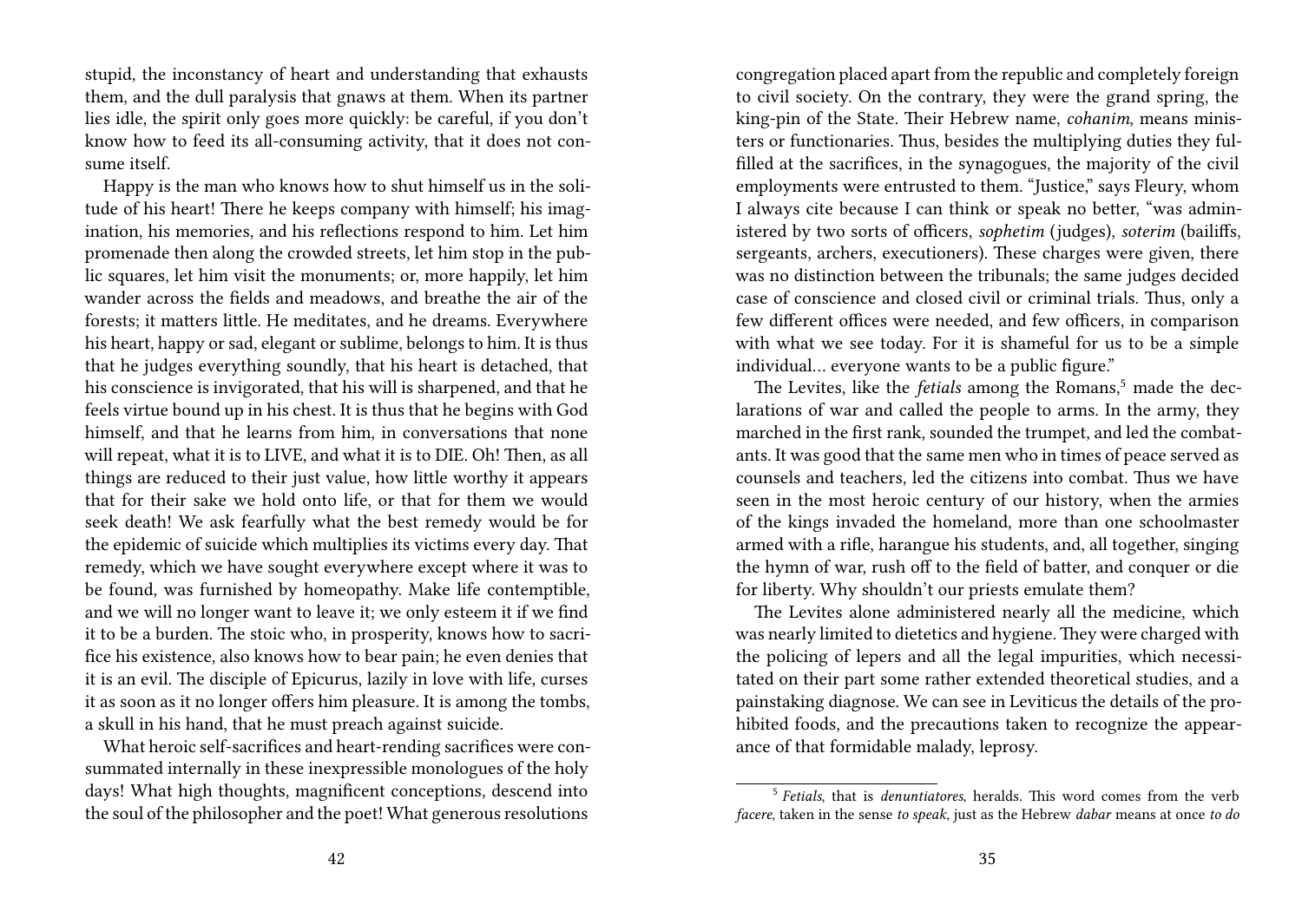stupid, the inconstancy of heart and understanding that exhausts them, and the dull paralysis that gnaws at them. When its partner lies idle, the spirit only goes more quickly: be careful, if you don't know how to feed its all-consuming activity, that it does not consume itself.

Happy is the man who knows how to shut himself us in the solitude of his heart! There he keeps company with himself; his imagination, his memories, and his reflections respond to him. Let him promenade then along the crowded streets, let him stop in the public squares, let him visit the monuments; or, more happily, let him wander across the fields and meadows, and breathe the air of the forests; it matters little. He meditates, and he dreams. Everywhere his heart, happy or sad, elegant or sublime, belongs to him. It is thus that he judges everything soundly, that his heart is detached, that his conscience is invigorated, that his will is sharpened, and that he feels virtue bound up in his chest. It is thus that he begins with God himself, and that he learns from him, in conversations that none will repeat, what it is to LIVE, and what it is to DIE. Oh! Then, as all things are reduced to their just value, how little worthy it appears that for their sake we hold onto life, or that for them we would seek death! We ask fearfully what the best remedy would be for the epidemic of suicide which multiplies its victims every day. That remedy, which we have sought everywhere except where it was to be found, was furnished by homeopathy. Make life contemptible, and we will no longer want to leave it; we only esteem it if we find it to be a burden. The stoic who, in prosperity, knows how to sacrifice his existence, also knows how to bear pain; he even denies that it is an evil. The disciple of Epicurus, lazily in love with life, curses it as soon as it no longer offers him pleasure. It is among the tombs, a skull in his hand, that he must preach against suicide.

What heroic self-sacrifices and heart-rending sacrifices were consummated internally in these inexpressible monologues of the holy days! What high thoughts, magnificent conceptions, descend into the soul of the philosopher and the poet! What generous resolutions

congregation placed apart from the republic and completely foreign to civil society. On the contrary, they were the grand spring, the king-pin of the State. Their Hebrew name, *cohanim*, means ministers or functionaries. Thus, besides the multiplying duties they fulfilled at the sacrifices, in the synagogues, the majority of the civil employments were entrusted to them. "Justice," says Fleury, whom I always cite because I can think or speak no better, "was administered by two sorts of officers, *sophetim* (judges), *soterim* (bailiffs, sergeants, archers, executioners). These charges were given, there was no distinction between the tribunals; the same judges decided case of conscience and closed civil or criminal trials. Thus, only a few different offices were needed, and few officers, in comparison with what we see today. For it is shameful for us to be a simple individual… everyone wants to be a public figure."

The Levites, like the *fetials* among the Romans,[5] made the declarations of war and called the people to arms. In the army, they marched in the first rank, sounded the trumpet, and led the combatants. It was good that the same men who in times of peace served as counsels and teachers, led the citizens into combat. Thus we have seen in the most heroic century of our history, when the armies of the kings invaded the homeland, more than one schoolmaster armed with a rifle, harangue his students, and, all together, singing the hymn of war, rush off to the field of batter, and conquer or die for liberty. Why shouldn't our priests emulate them?

The Levites alone administered nearly all the medicine, which was nearly limited to dietetics and hygiene. They were charged with the policing of lepers and all the legal impurities, which necessitated on their part some rather extended theoretical studies, and a painstaking diagnose. We can see in Leviticus the details of the prohibited foods, and the precautions taken to recognize the appearance of that formidable malady, leprosy.

[5] *Fetials*, that is *denuntiatores*, heralds. This word comes from the verb *facere*, taken in the sense *to speak*, just as the Hebrew *dabar* means at once *to do*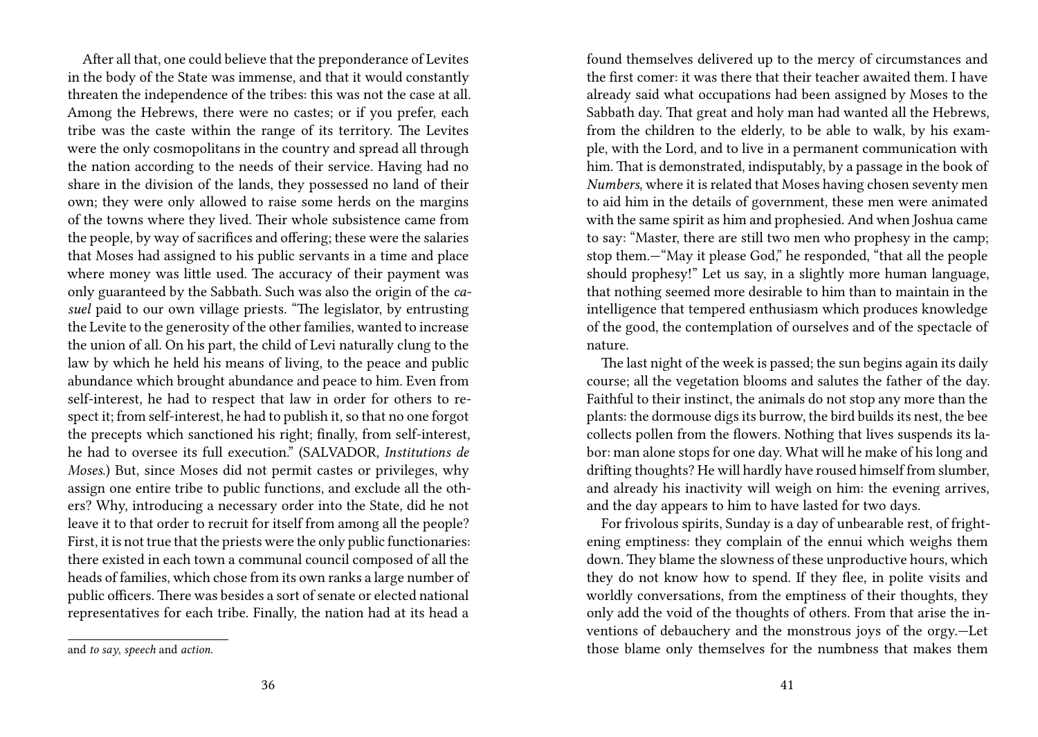After all that, one could believe that the preponderance of Levites in the body of the State was immense, and that it would constantly threaten the independence of the tribes: this was not the case at all. Among the Hebrews, there were no castes; or if you prefer, each tribe was the caste within the range of its territory. The Levites were the only cosmopolitans in the country and spread all through the nation according to the needs of their service. Having had no share in the division of the lands, they possessed no land of their own; they were only allowed to raise some herds on the margins of the towns where they lived. Their whole subsistence came from the people, by way of sacrifices and offering; these were the salaries that Moses had assigned to his public servants in a time and place where money was little used. The accuracy of their payment was only guaranteed by the Sabbath. Such was also the origin of the *casuel* paid to our own village priests. "The legislator, by entrusting the Levite to the generosity of the other families, wanted to increase the union of all. On his part, the child of Levi naturally clung to the law by which he held his means of living, to the peace and public abundance which brought abundance and peace to him. Even from self-interest, he had to respect that law in order for others to respect it; from self-interest, he had to publish it, so that no one forgot the precepts which sanctioned his right; finally, from self-interest, he had to oversee its full execution." (SALVADOR, *Institutions de Moses*.) But, since Moses did not permit castes or privileges, why assign one entire tribe to public functions, and exclude all the others? Why, introducing a necessary order into the State, did he not leave it to that order to recruit for itself from among all the people? First, it is not true that the priests were the only public functionaries: there existed in each town a communal council composed of all the heads of families, which chose from its own ranks a large number of public officers. There was besides a sort of senate or elected national representatives for each tribe. Finally, the nation had at its head a

and *to say*, *speech* and *action*.

found themselves delivered up to the mercy of circumstances and the first comer: it was there that their teacher awaited them. I have already said what occupations had been assigned by Moses to the Sabbath day. That great and holy man had wanted all the Hebrews, from the children to the elderly, to be able to walk, by his example, with the Lord, and to live in a permanent communication with him. That is demonstrated, indisputably, by a passage in the book of *Numbers*, where it is related that Moses having chosen seventy men to aid him in the details of government, these men were animated with the same spirit as him and prophesied. And when Joshua came to say: "Master, there are still two men who prophesy in the camp; stop them.—"May it please God," he responded, "that all the people should prophesy!" Let us say, in a slightly more human language, that nothing seemed more desirable to him than to maintain in the intelligence that tempered enthusiasm which produces knowledge of the good, the contemplation of ourselves and of the spectacle of nature.

The last night of the week is passed; the sun begins again its daily course; all the vegetation blooms and salutes the father of the day. Faithful to their instinct, the animals do not stop any more than the plants: the dormouse digs its burrow, the bird builds its nest, the bee collects pollen from the flowers. Nothing that lives suspends its labor: man alone stops for one day. What will he make of his long and drifting thoughts? He will hardly have roused himself from slumber, and already his inactivity will weigh on him: the evening arrives, and the day appears to him to have lasted for two days.

For frivolous spirits, Sunday is a day of unbearable rest, of frightening emptiness: they complain of the ennui which weighs them down. They blame the slowness of these unproductive hours, which they do not know how to spend. If they flee, in polite visits and worldly conversations, from the emptiness of their thoughts, they only add the void of the thoughts of others. From that arise the inventions of debauchery and the monstrous joys of the orgy.—Let those blame only themselves for the numbness that makes them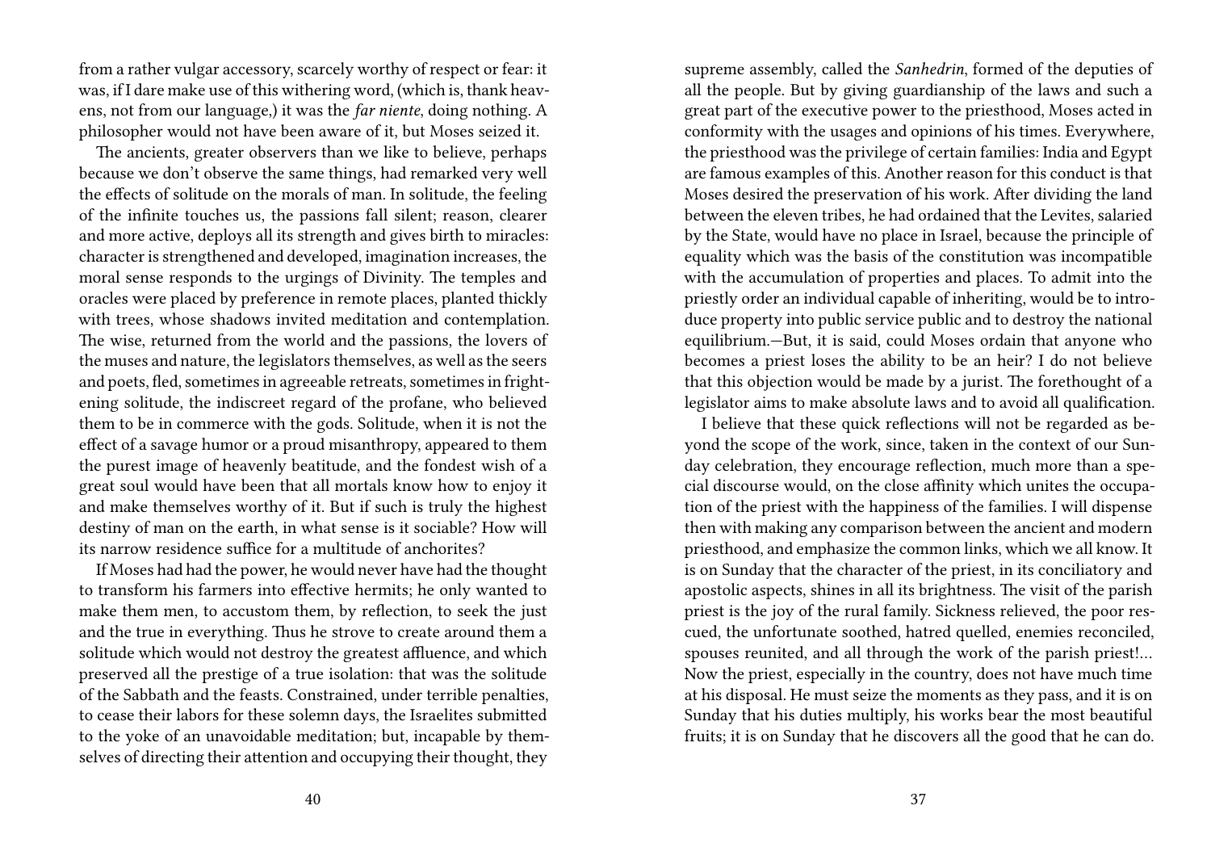from a rather vulgar accessory, scarcely worthy of respect or fear: it was, if I dare make use of this withering word, (which is, thank heavens, not from our language,) it was the *far niente*, doing nothing. A philosopher would not have been aware of it, but Moses seized it.

The ancients, greater observers than we like to believe, perhaps because we don't observe the same things, had remarked very well the effects of solitude on the morals of man. In solitude, the feeling of the infinite touches us, the passions fall silent; reason, clearer and more active, deploys all its strength and gives birth to miracles: character is strengthened and developed, imagination increases, the moral sense responds to the urgings of Divinity. The temples and oracles were placed by preference in remote places, planted thickly with trees, whose shadows invited meditation and contemplation. The wise, returned from the world and the passions, the lovers of the muses and nature, the legislators themselves, as well as the seers and poets, fled, sometimes in agreeable retreats, sometimes in frightening solitude, the indiscreet regard of the profane, who believed them to be in commerce with the gods. Solitude, when it is not the effect of a savage humor or a proud misanthropy, appeared to them the purest image of heavenly beatitude, and the fondest wish of a great soul would have been that all mortals know how to enjoy it and make themselves worthy of it. But if such is truly the highest destiny of man on the earth, in what sense is it sociable? How will its narrow residence suffice for a multitude of anchorites?

If Moses had had the power, he would never have had the thought to transform his farmers into effective hermits; he only wanted to make them men, to accustom them, by reflection, to seek the just and the true in everything. Thus he strove to create around them a solitude which would not destroy the greatest affluence, and which preserved all the prestige of a true isolation: that was the solitude of the Sabbath and the feasts. Constrained, under terrible penalties, to cease their labors for these solemn days, the Israelites submitted to the yoke of an unavoidable meditation; but, incapable by themselves of directing their attention and occupying their thought, they

supreme assembly, called the *Sanhedrin*, formed of the deputies of all the people. But by giving guardianship of the laws and such a great part of the executive power to the priesthood, Moses acted in conformity with the usages and opinions of his times. Everywhere, the priesthood was the privilege of certain families: India and Egypt are famous examples of this. Another reason for this conduct is that Moses desired the preservation of his work. After dividing the land between the eleven tribes, he had ordained that the Levites, salaried by the State, would have no place in Israel, because the principle of equality which was the basis of the constitution was incompatible with the accumulation of properties and places. To admit into the priestly order an individual capable of inheriting, would be to introduce property into public service public and to destroy the national equilibrium.—But, it is said, could Moses ordain that anyone who becomes a priest loses the ability to be an heir? I do not believe that this objection would be made by a jurist. The forethought of a legislator aims to make absolute laws and to avoid all qualification.

I believe that these quick reflections will not be regarded as beyond the scope of the work, since, taken in the context of our Sunday celebration, they encourage reflection, much more than a special discourse would, on the close affinity which unites the occupation of the priest with the happiness of the families. I will dispense then with making any comparison between the ancient and modern priesthood, and emphasize the common links, which we all know. It is on Sunday that the character of the priest, in its conciliatory and apostolic aspects, shines in all its brightness. The visit of the parish priest is the joy of the rural family. Sickness relieved, the poor rescued, the unfortunate soothed, hatred quelled, enemies reconciled, spouses reunited, and all through the work of the parish priest!… Now the priest, especially in the country, does not have much time at his disposal. He must seize the moments as they pass, and it is on Sunday that his duties multiply, his works bear the most beautiful fruits; it is on Sunday that he discovers all the good that he can do.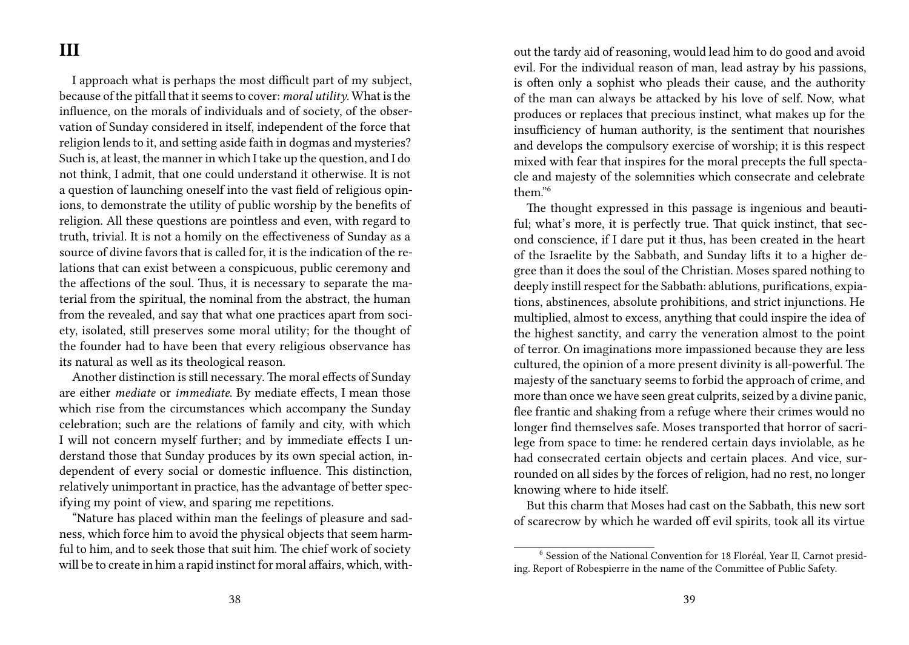# III

I approach what is perhaps the most difficult part of my subject, because of the pitfall that it seems to cover: *moral utility*. What is the influence, on the morals of individuals and of society, of the observation of Sunday considered in itself, independent of the force that religion lends to it, and setting aside faith in dogmas and mysteries? Such is, at least, the manner in which I take up the question, and I do not think, I admit, that one could understand it otherwise. It is not a question of launching oneself into the vast field of religious opinions, to demonstrate the utility of public worship by the benefits of religion. All these questions are pointless and even, with regard to truth, trivial. It is not a homily on the effectiveness of Sunday as a source of divine favors that is called for, it is the indication of the relations that can exist between a conspicuous, public ceremony and the affections of the soul. Thus, it is necessary to separate the material from the spiritual, the nominal from the abstract, the human from the revealed, and say that what one practices apart from society, isolated, still preserves some moral utility; for the thought of the founder had to have been that every religious observance has its natural as well as its theological reason.

Another distinction is still necessary. The moral effects of Sunday are either *mediate* or *immediate*. By mediate effects, I mean those which rise from the circumstances which accompany the Sunday celebration; such are the relations of family and city, with which I will not concern myself further; and by immediate effects I understand those that Sunday produces by its own special action, independent of every social or domestic influence. This distinction, relatively unimportant in practice, has the advantage of better specifying my point of view, and sparing me repetitions.

"Nature has placed within man the feelings of pleasure and sadness, which force him to avoid the physical objects that seem harmful to him, and to seek those that suit him. The chief work of society will be to create in him a rapid instinct for moral affairs, which, without the tardy aid of reasoning, would lead him to do good and avoid evil. For the individual reason of man, lead astray by his passions, is often only a sophist who pleads their cause, and the authority of the man can always be attacked by his love of self. Now, what produces or replaces that precious instinct, what makes up for the insufficiency of human authority, is the sentiment that nourishes and develops the compulsory exercise of worship; it is this respect mixed with fear that inspires for the moral precepts the full spectacle and majesty of the solemnities which consecrate and celebrate them."[6]

The thought expressed in this passage is ingenious and beautiful; what's more, it is perfectly true. That quick instinct, that second conscience, if I dare put it thus, has been created in the heart of the Israelite by the Sabbath, and Sunday lifts it to a higher degree than it does the soul of the Christian. Moses spared nothing to deeply instill respect for the Sabbath: ablutions, purifications, expiations, abstinences, absolute prohibitions, and strict injunctions. He multiplied, almost to excess, anything that could inspire the idea of the highest sanctity, and carry the veneration almost to the point of terror. On imaginations more impassioned because they are less cultured, the opinion of a more present divinity is all-powerful. The majesty of the sanctuary seems to forbid the approach of crime, and more than once we have seen great culprits, seized by a divine panic, flee frantic and shaking from a refuge where their crimes would no longer find themselves safe. Moses transported that horror of sacrilege from space to time: he rendered certain days inviolable, as he had consecrated certain objects and certain places. And vice, surrounded on all sides by the forces of religion, had no rest, no longer knowing where to hide itself.

But this charm that Moses had cast on the Sabbath, this new sort of scarecrow by which he warded off evil spirits, took all its virtue

[6] Session of the National Convention for 18 Floréal, Year II, Carnot presiding. Report of Robespierre in the name of the Committee of Public Safety.